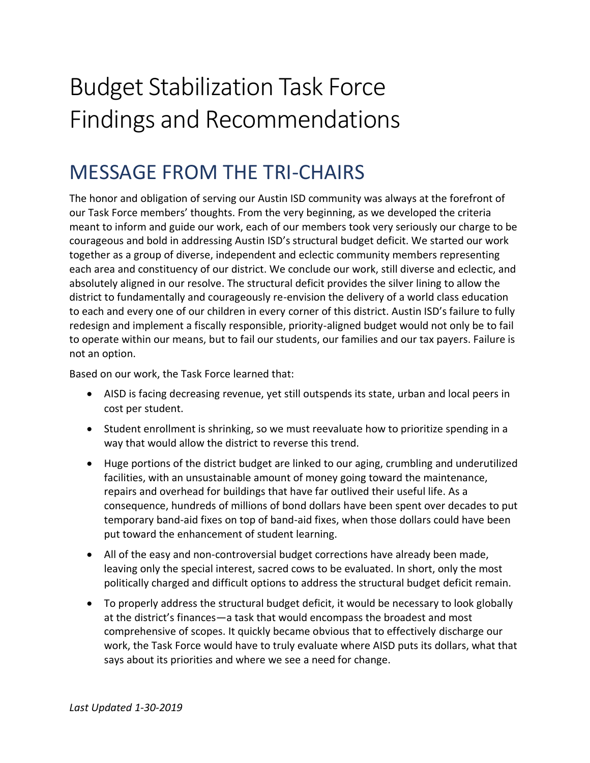# Budget Stabilization Task Force Findings and Recommendations

## MESSAGE FROM THE TRI-CHAIRS

The honor and obligation of serving our Austin ISD community was always at the forefront of our Task Force members' thoughts. From the very beginning, as we developed the criteria meant to inform and guide our work, each of our members took very seriously our charge to be courageous and bold in addressing Austin ISD's structural budget deficit. We started our work together as a group of diverse, independent and eclectic community members representing each area and constituency of our district. We conclude our work, still diverse and eclectic, and absolutely aligned in our resolve. The structural deficit provides the silver lining to allow the district to fundamentally and courageously re-envision the delivery of a world class education to each and every one of our children in every corner of this district. Austin ISD's failure to fully redesign and implement a fiscally responsible, priority-aligned budget would not only be to fail to operate within our means, but to fail our students, our families and our tax payers. Failure is not an option.

Based on our work, the Task Force learned that:

- AISD is facing decreasing revenue, yet still outspends its state, urban and local peers in cost per student.
- Student enrollment is shrinking, so we must reevaluate how to prioritize spending in a way that would allow the district to reverse this trend.
- Huge portions of the district budget are linked to our aging, crumbling and underutilized facilities, with an unsustainable amount of money going toward the maintenance, repairs and overhead for buildings that have far outlived their useful life. As a consequence, hundreds of millions of bond dollars have been spent over decades to put temporary band-aid fixes on top of band-aid fixes, when those dollars could have been put toward the enhancement of student learning.
- All of the easy and non-controversial budget corrections have already been made, leaving only the special interest, sacred cows to be evaluated. In short, only the most politically charged and difficult options to address the structural budget deficit remain.
- To properly address the structural budget deficit, it would be necessary to look globally at the district's finances—a task that would encompass the broadest and most comprehensive of scopes. It quickly became obvious that to effectively discharge our work, the Task Force would have to truly evaluate where AISD puts its dollars, what that says about its priorities and where we see a need for change.

*Last Updated 1-30-2019*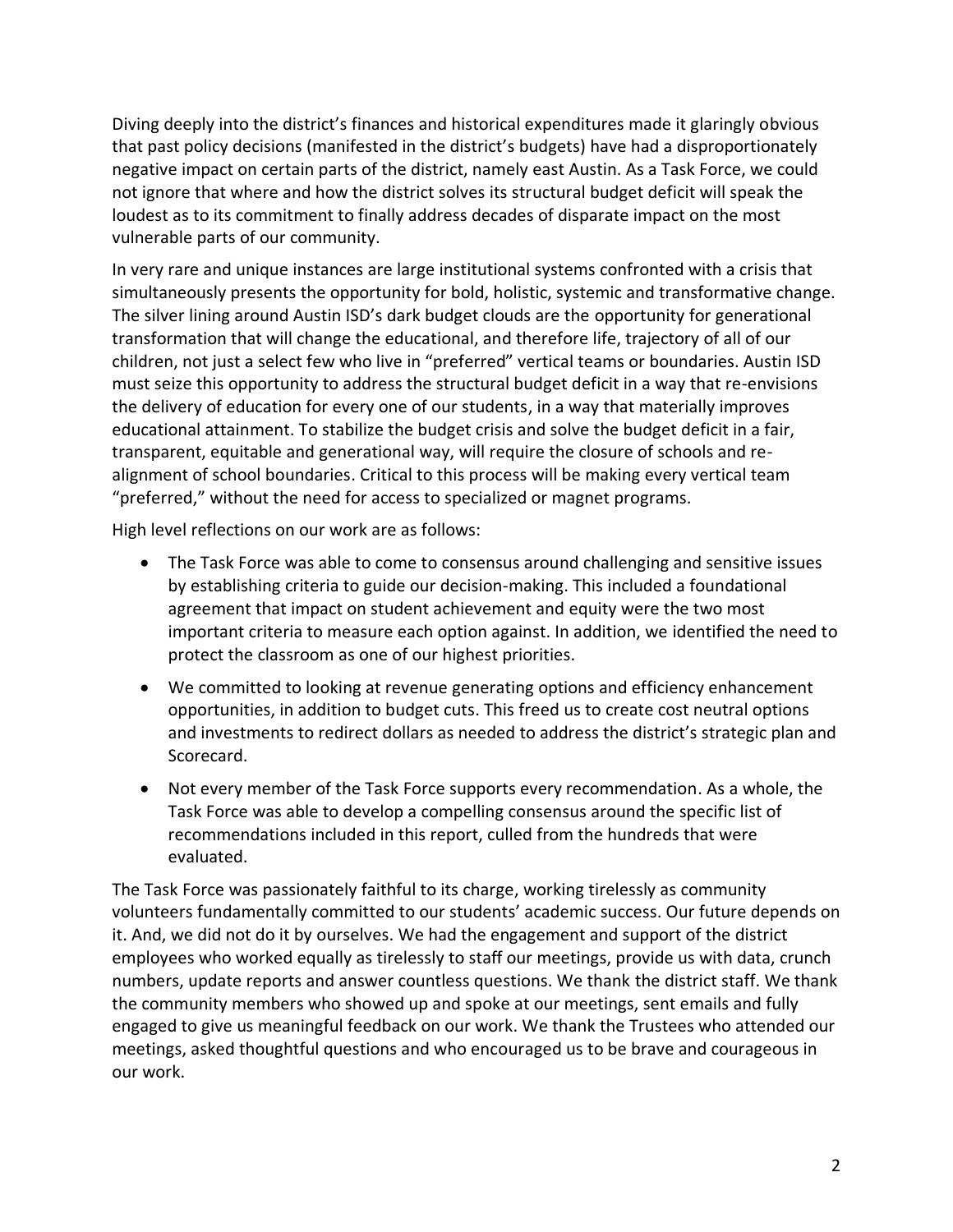Diving deeply into the district's finances and historical expenditures made it glaringly obvious that past policy decisions (manifested in the district's budgets) have had a disproportionately negative impact on certain parts of the district, namely east Austin. As a Task Force, we could not ignore that where and how the district solves its structural budget deficit will speak the loudest as to its commitment to finally address decades of disparate impact on the most vulnerable parts of our community.

In very rare and unique instances are large institutional systems confronted with a crisis that simultaneously presents the opportunity for bold, holistic, systemic and transformative change. The silver lining around Austin ISD's dark budget clouds are the opportunity for generational transformation that will change the educational, and therefore life, trajectory of all of our children, not just a select few who live in "preferred" vertical teams or boundaries. Austin ISD must seize this opportunity to address the structural budget deficit in a way that re-envisions the delivery of education for every one of our students, in a way that materially improves educational attainment. To stabilize the budget crisis and solve the budget deficit in a fair, transparent, equitable and generational way, will require the closure of schools and re-alignment of school boundaries. Critical to this process will be making every vertical team "preferred," without the need for access to specialized or magnet programs.

High level reflections on our work are as follows:

- The Task Force was able to come to consensus around challenging and sensitive issues by establishing criteria to guide our decision-making. This included a foundational agreement that impact on student achievement and equity were the two most important criteria to measure each option against. In addition, we identified the need to protect the classroom as one of our highest priorities.
- We committed to looking at revenue generating options and efficiency enhancement opportunities, in addition to budget cuts. This freed us to create cost neutral options and investments to redirect dollars as needed to address the district's strategic plan and Scorecard.
- Not every member of the Task Force supports every recommendation. As a whole, the Task Force was able to develop a compelling consensus around the specific list of recommendations included in this report, culled from the hundreds that were evaluated.

The Task Force was passionately faithful to its charge, working tirelessly as community volunteers fundamentally committed to our students' academic success. Our future depends on it. And, we did not do it by ourselves. We had the engagement and support of the district employees who worked equally as tirelessly to staff our meetings, provide us with data, crunch numbers, update reports and answer countless questions. We thank the district staff. We thank the community members who showed up and spoke at our meetings, sent emails and fully engaged to give us meaningful feedback on our work. We thank the Trustees who attended our meetings, asked thoughtful questions and who encouraged us to be brave and courageous in our work.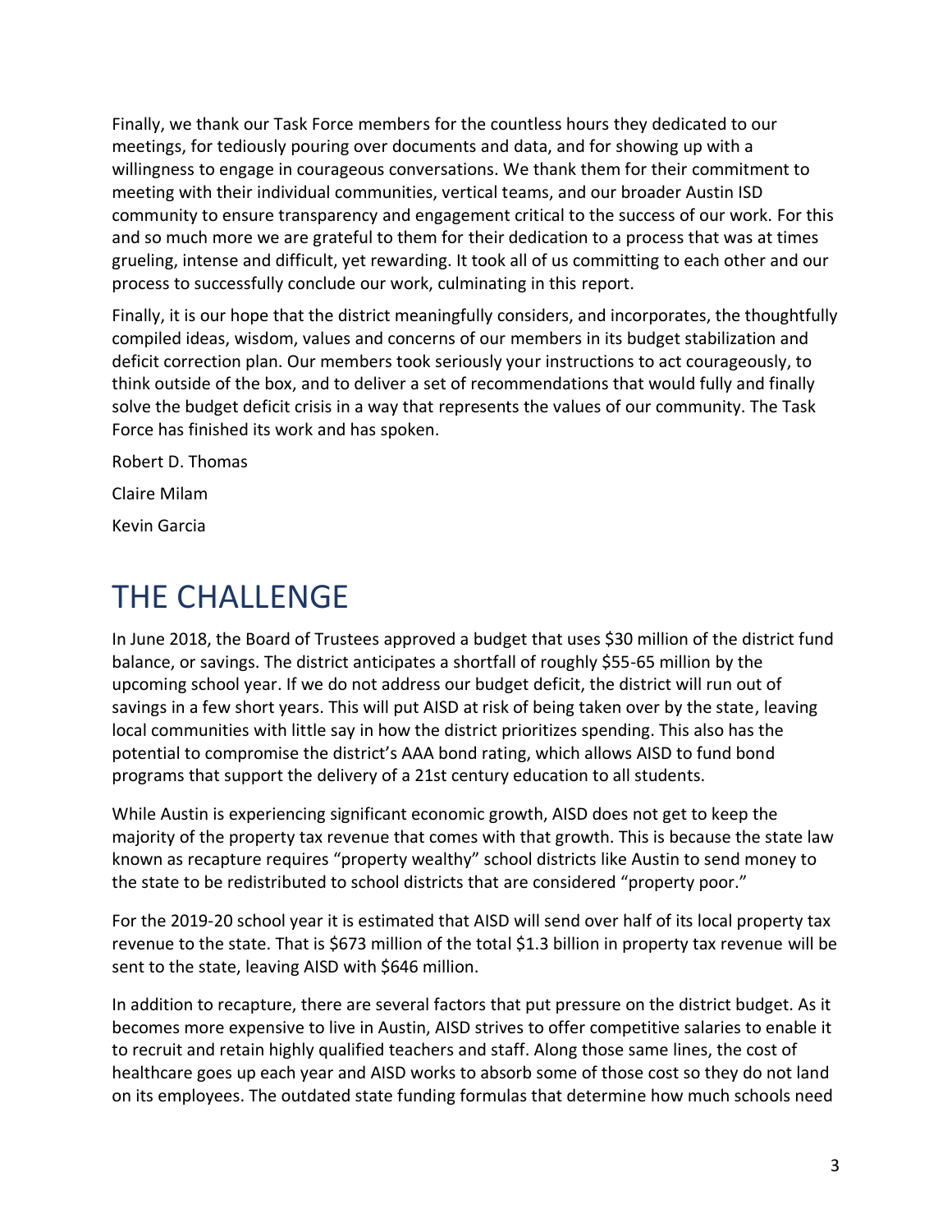Finally, we thank our Task Force members for the countless hours they dedicated to our meetings, for tediously pouring over documents and data, and for showing up with a willingness to engage in courageous conversations. We thank them for their commitment to meeting with their individual communities, vertical teams, and our broader Austin ISD community to ensure transparency and engagement critical to the success of our work. For this and so much more we are grateful to them for their dedication to a process that was at times grueling, intense and difficult, yet rewarding. It took all of us committing to each other and our process to successfully conclude our work, culminating in this report.

Finally, it is our hope that the district meaningfully considers, and incorporates, the thoughtfully compiled ideas, wisdom, values and concerns of our members in its budget stabilization and deficit correction plan. Our members took seriously your instructions to act courageously, to think outside of the box, and to deliver a set of recommendations that would fully and finally solve the budget deficit crisis in a way that represents the values of our community. The Task Force has finished its work and has spoken.

Robert D. Thomas

Claire Milam

Kevin Garcia

# THE CHALLENGE

In June 2018, the Board of Trustees approved a budget that uses $30 million of the district fund balance, or savings. The district anticipates a shortfall of roughly $55-65 million by the upcoming school year. If we do not address our budget deficit, the district will run out of savings in a few short years. This will put AISD at risk of being taken over by the state, leaving local communities with little say in how the district prioritizes spending. This also has the potential to compromise the district's AAA bond rating, which allows AISD to fund bond programs that support the delivery of a 21st century education to all students.

While Austin is experiencing significant economic growth, AISD does not get to keep the majority of the property tax revenue that comes with that growth. This is because the state law known as recapture requires "property wealthy" school districts like Austin to send money to the state to be redistributed to school districts that are considered "property poor."

For the 2019-20 school year it is estimated that AISD will send over half of its local property tax revenue to the state. That is $673 million of the total $1.3 billion in property tax revenue will be sent to the state, leaving AISD with $646 million.

In addition to recapture, there are several factors that put pressure on the district budget. As it becomes more expensive to live in Austin, AISD strives to offer competitive salaries to enable it to recruit and retain highly qualified teachers and staff. Along those same lines, the cost of healthcare goes up each year and AISD works to absorb some of those cost so they do not land on its employees. The outdated state funding formulas that determine how much schools need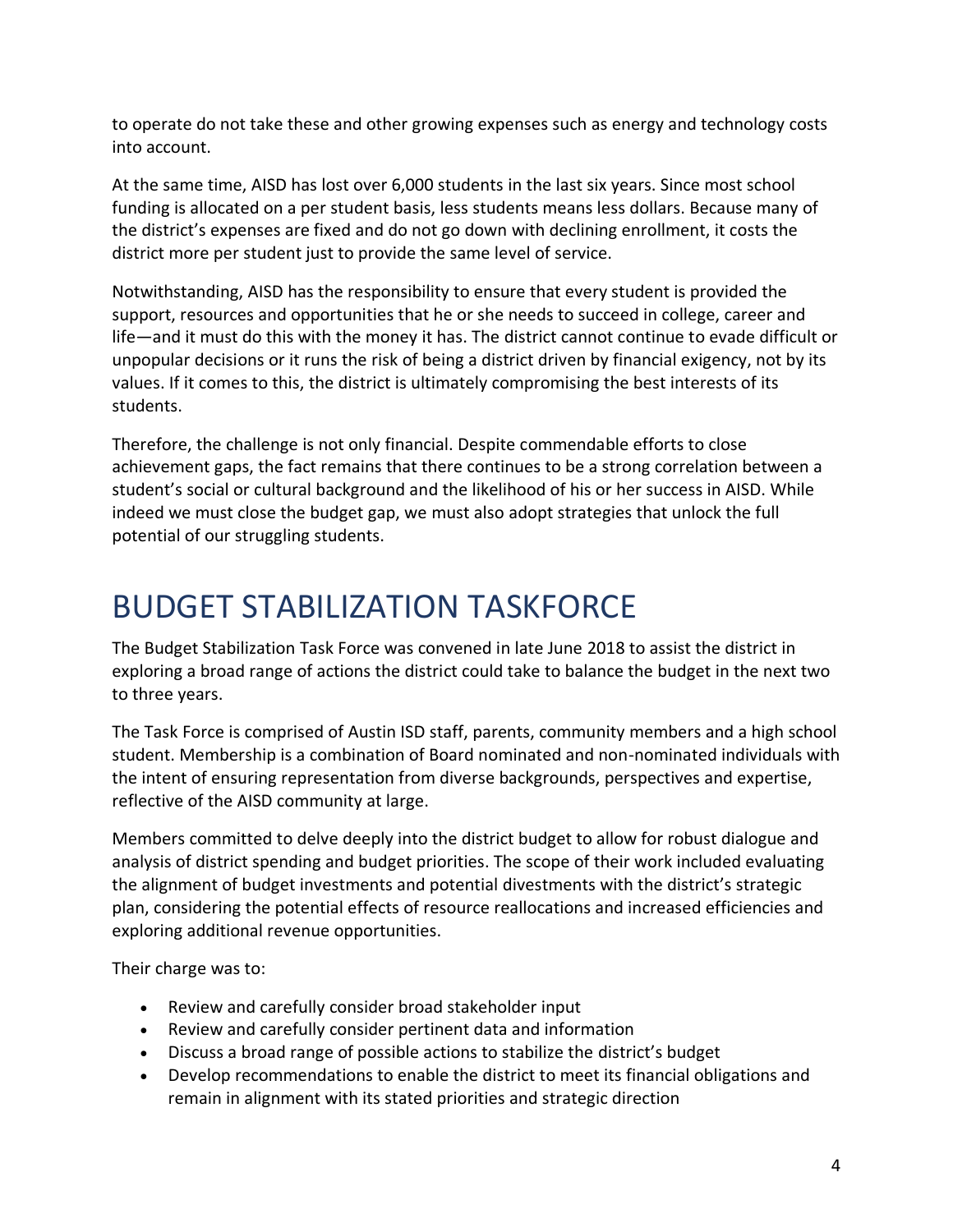to operate do not take these and other growing expenses such as energy and technology costs into account.

At the same time, AISD has lost over 6,000 students in the last six years. Since most school funding is allocated on a per student basis, less students means less dollars. Because many of the district's expenses are fixed and do not go down with declining enrollment, it costs the district more per student just to provide the same level of service.

Notwithstanding, AISD has the responsibility to ensure that every student is provided the support, resources and opportunities that he or she needs to succeed in college, career and life—and it must do this with the money it has. The district cannot continue to evade difficult or unpopular decisions or it runs the risk of being a district driven by financial exigency, not by its values. If it comes to this, the district is ultimately compromising the best interests of its students.

Therefore, the challenge is not only financial. Despite commendable efforts to close achievement gaps, the fact remains that there continues to be a strong correlation between a student's social or cultural background and the likelihood of his or her success in AISD. While indeed we must close the budget gap, we must also adopt strategies that unlock the full potential of our struggling students.

# BUDGET STABILIZATION TASKFORCE

The Budget Stabilization Task Force was convened in late June 2018 to assist the district in exploring a broad range of actions the district could take to balance the budget in the next two to three years.

The Task Force is comprised of Austin ISD staff, parents, community members and a high school student. Membership is a combination of Board nominated and non-nominated individuals with the intent of ensuring representation from diverse backgrounds, perspectives and expertise, reflective of the AISD community at large.

Members committed to delve deeply into the district budget to allow for robust dialogue and analysis of district spending and budget priorities. The scope of their work included evaluating the alignment of budget investments and potential divestments with the district's strategic plan, considering the potential effects of resource reallocations and increased efficiencies and exploring additional revenue opportunities.

Their charge was to:

- Review and carefully consider broad stakeholder input
- Review and carefully consider pertinent data and information
- Discuss a broad range of possible actions to stabilize the district's budget
- Develop recommendations to enable the district to meet its financial obligations and remain in alignment with its stated priorities and strategic direction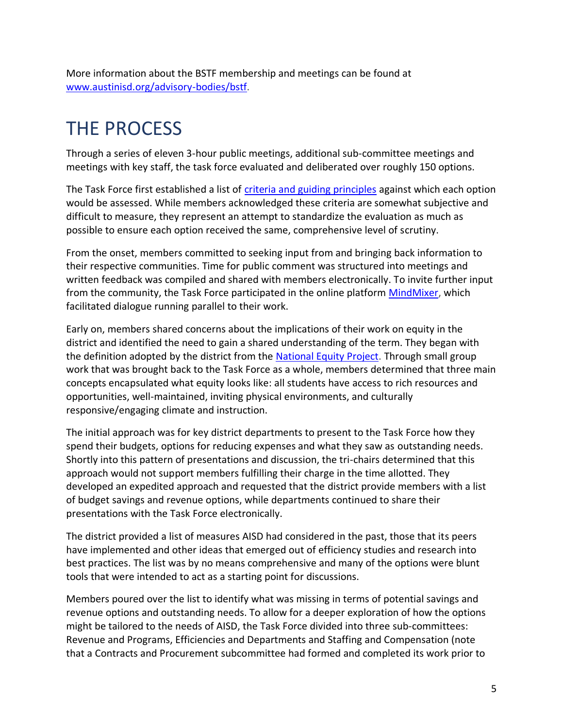More information about the BSTF membership and meetings can be found at [www.austinisd.org/advisory-bodies/bstf](www.austinisd.org/advisory-bodies/bstf).

# THE PROCESS

Through a series of eleven 3-hour public meetings, additional sub-committee meetings and meetings with key staff, the task force evaluated and deliberated over roughly 150 options.

The Task Force first established a list of criteria and guiding principles against which each option would be assessed. While members acknowledged these criteria are somewhat subjective and difficult to measure, they represent an attempt to standardize the evaluation as much as possible to ensure each option received the same, comprehensive level of scrutiny.

From the onset, members committed to seeking input from and bringing back information to their respective communities. Time for public comment was structured into meetings and written feedback was compiled and shared with members electronically. To invite further input from the community, the Task Force participated in the online platform MindMixer, which facilitated dialogue running parallel to their work.

Early on, members shared concerns about the implications of their work on equity in the district and identified the need to gain a shared understanding of the term. They began with the definition adopted by the district from the National Equity Project. Through small group work that was brought back to the Task Force as a whole, members determined that three main concepts encapsulated what equity looks like: all students have access to rich resources and opportunities, well-maintained, inviting physical environments, and culturally responsive/engaging climate and instruction.

The initial approach was for key district departments to present to the Task Force how they spend their budgets, options for reducing expenses and what they saw as outstanding needs. Shortly into this pattern of presentations and discussion, the tri-chairs determined that this approach would not support members fulfilling their charge in the time allotted. They developed an expedited approach and requested that the district provide members with a list of budget savings and revenue options, while departments continued to share their presentations with the Task Force electronically.

The district provided a list of measures AISD had considered in the past, those that its peers have implemented and other ideas that emerged out of efficiency studies and research into best practices. The list was by no means comprehensive and many of the options were blunt tools that were intended to act as a starting point for discussions.

Members poured over the list to identify what was missing in terms of potential savings and revenue options and outstanding needs. To allow for a deeper exploration of how the options might be tailored to the needs of AISD, the Task Force divided into three sub-committees: Revenue and Programs, Efficiencies and Departments and Staffing and Compensation (note that a Contracts and Procurement subcommittee had formed and completed its work prior to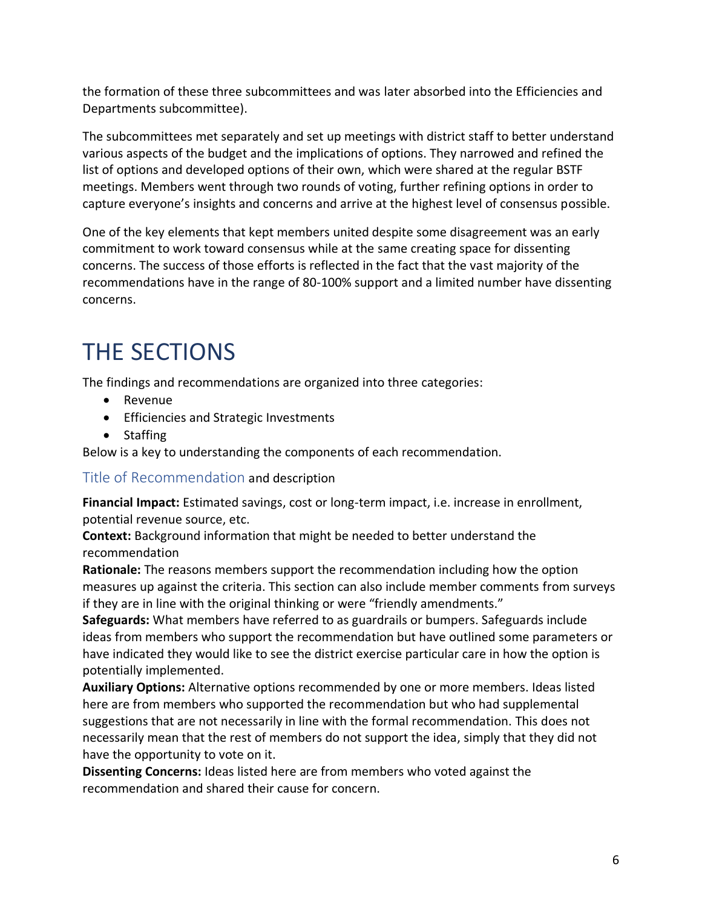the formation of these three subcommittees and was later absorbed into the Efficiencies and Departments subcommittee).

The subcommittees met separately and set up meetings with district staff to better understand various aspects of the budget and the implications of options. They narrowed and refined the list of options and developed options of their own, which were shared at the regular BSTF meetings. Members went through two rounds of voting, further refining options in order to capture everyone's insights and concerns and arrive at the highest level of consensus possible.

One of the key elements that kept members united despite some disagreement was an early commitment to work toward consensus while at the same creating space for dissenting concerns. The success of those efforts is reflected in the fact that the vast majority of the recommendations have in the range of 80-100% support and a limited number have dissenting concerns.

# THE SECTIONS

The findings and recommendations are organized into three categories:

- Revenue
- Efficiencies and Strategic Investments
- Staffing

Below is a key to understanding the components of each recommendation.

### Title of Recommendation and description

**Financial Impact:** Estimated savings, cost or long-term impact, i.e. increase in enrollment, potential revenue source, etc.

**Context:** Background information that might be needed to better understand the recommendation

**Rationale:** The reasons members support the recommendation including how the option measures up against the criteria. This section can also include member comments from surveys if they are in line with the original thinking or were "friendly amendments."

**Safeguards:** What members have referred to as guardrails or bumpers. Safeguards include ideas from members who support the recommendation but have outlined some parameters or have indicated they would like to see the district exercise particular care in how the option is potentially implemented.

**Auxiliary Options:** Alternative options recommended by one or more members. Ideas listed here are from members who supported the recommendation but who had supplemental suggestions that are not necessarily in line with the formal recommendation. This does not necessarily mean that the rest of members do not support the idea, simply that they did not have the opportunity to vote on it.

**Dissenting Concerns:** Ideas listed here are from members who voted against the recommendation and shared their cause for concern.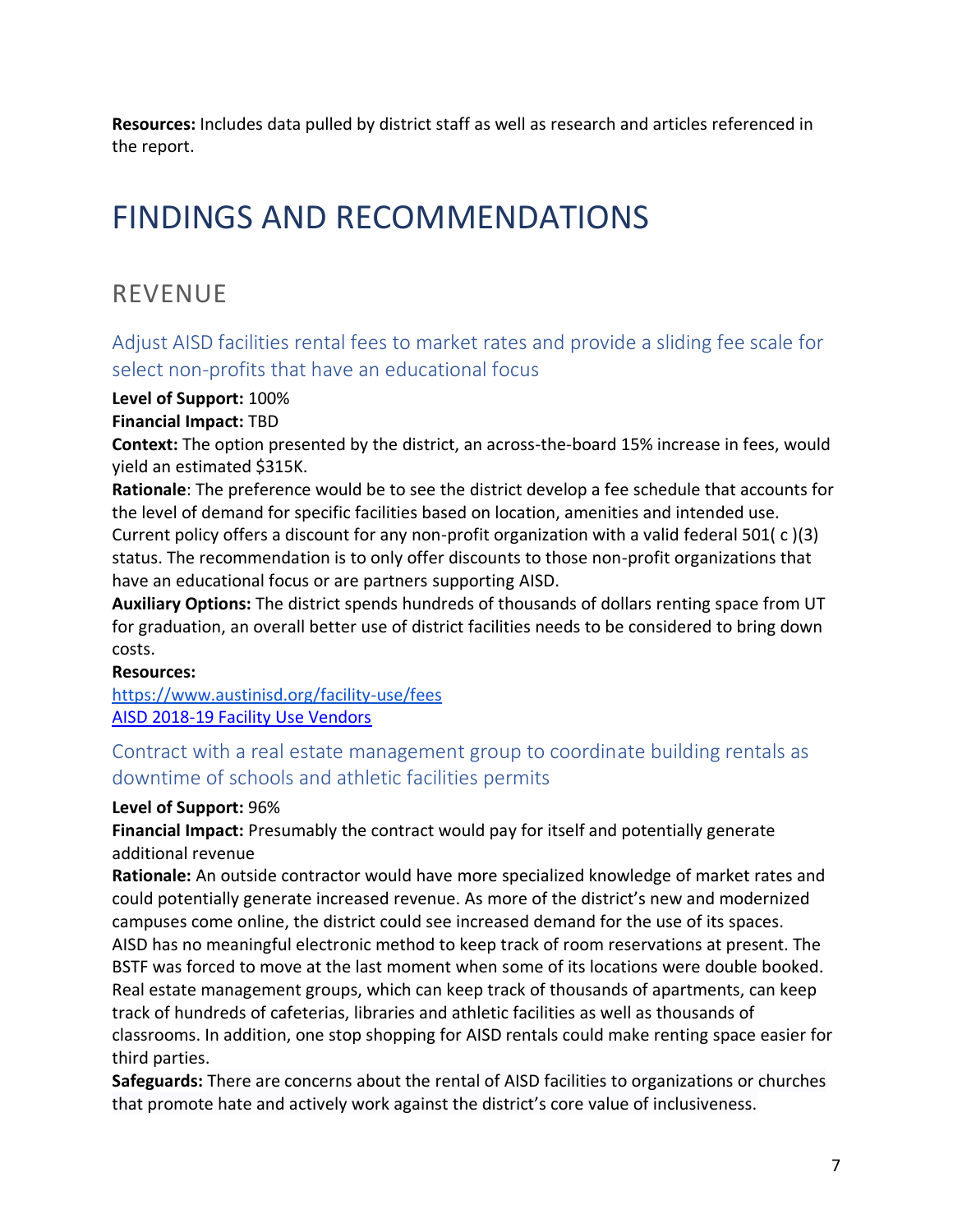**Resources:** Includes data pulled by district staff as well as research and articles referenced in the report.

# FINDINGS AND RECOMMENDATIONS

## REVENUE

### Adjust AISD facilities rental fees to market rates and provide a sliding fee scale for select non-profits that have an educational focus

**Level of Support:** 100%

**Financial Impact:** TBD

**Context:** The option presented by the district, an across-the-board 15% increase in fees, would yield an estimated $315K.

**Rationale**: The preference would be to see the district develop a fee schedule that accounts for the level of demand for specific facilities based on location, amenities and intended use. Current policy offers a discount for any non-profit organization with a valid federal 501( c )(3) status. The recommendation is to only offer discounts to those non-profit organizations that have an educational focus or are partners supporting AISD.

**Auxiliary Options:** The district spends hundreds of thousands of dollars renting space from UT for graduation, an overall better use of district facilities needs to be considered to bring down costs.

**Resources:**
https://www.austinisd.org/facility-use/fees
AISD 2018-19 Facility Use Vendors

### Contract with a real estate management group to coordinate building rentals as downtime of schools and athletic facilities permits

**Level of Support:** 96%

**Financial Impact:** Presumably the contract would pay for itself and potentially generate additional revenue

**Rationale:** An outside contractor would have more specialized knowledge of market rates and could potentially generate increased revenue. As more of the district's new and modernized campuses come online, the district could see increased demand for the use of its spaces. AISD has no meaningful electronic method to keep track of room reservations at present. The BSTF was forced to move at the last moment when some of its locations were double booked. Real estate management groups, which can keep track of thousands of apartments, can keep track of hundreds of cafeterias, libraries and athletic facilities as well as thousands of classrooms. In addition, one stop shopping for AISD rentals could make renting space easier for third parties.

**Safeguards:** There are concerns about the rental of AISD facilities to organizations or churches that promote hate and actively work against the district's core value of inclusiveness.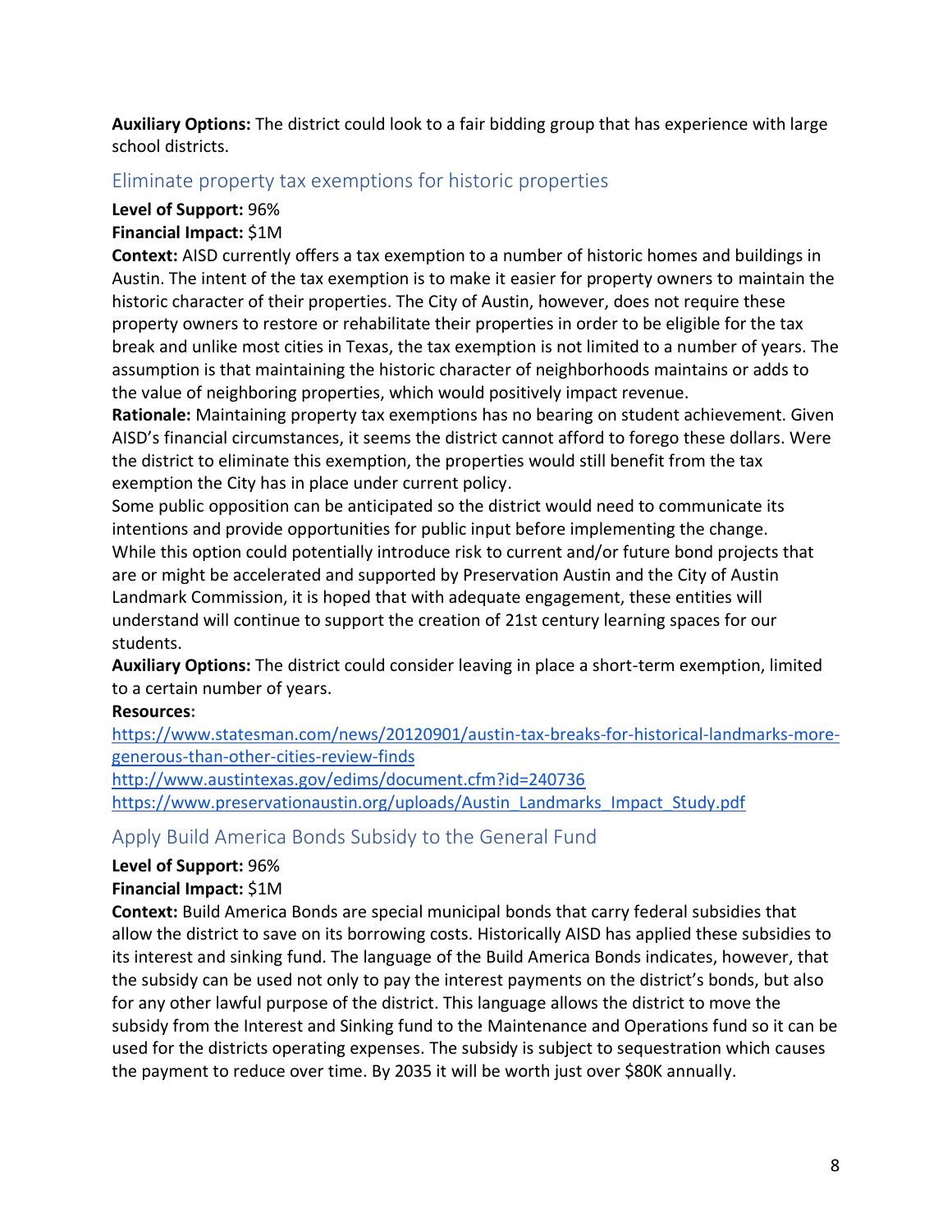**Auxiliary Options:** The district could look to a fair bidding group that has experience with large school districts.

## Eliminate property tax exemptions for historic properties

**Level of Support:** 96%
**Financial Impact:** $1M
**Context:** AISD currently offers a tax exemption to a number of historic homes and buildings in Austin. The intent of the tax exemption is to make it easier for property owners to maintain the historic character of their properties. The City of Austin, however, does not require these property owners to restore or rehabilitate their properties in order to be eligible for the tax break and unlike most cities in Texas, the tax exemption is not limited to a number of years. The assumption is that maintaining the historic character of neighborhoods maintains or adds to the value of neighboring properties, which would positively impact revenue.
**Rationale:** Maintaining property tax exemptions has no bearing on student achievement. Given AISD's financial circumstances, it seems the district cannot afford to forego these dollars. Were the district to eliminate this exemption, the properties would still benefit from the tax exemption the City has in place under current policy.
Some public opposition can be anticipated so the district would need to communicate its intentions and provide opportunities for public input before implementing the change.
While this option could potentially introduce risk to current and/or future bond projects that are or might be accelerated and supported by Preservation Austin and the City of Austin Landmark Commission, it is hoped that with adequate engagement, these entities will understand will continue to support the creation of 21st century learning spaces for our students.
**Auxiliary Options:** The district could consider leaving in place a short-term exemption, limited to a certain number of years.
**Resources:**
https://www.statesman.com/news/20120901/austin-tax-breaks-for-historical-landmarks-more-generous-than-other-cities-review-finds
http://www.austintexas.gov/edims/document.cfm?id=240736
https://www.preservationaustin.org/uploads/Austin_Landmarks_Impact_Study.pdf

## Apply Build America Bonds Subsidy to the General Fund

**Level of Support:** 96%
**Financial Impact:** $1M
**Context:** Build America Bonds are special municipal bonds that carry federal subsidies that allow the district to save on its borrowing costs. Historically AISD has applied these subsidies to its interest and sinking fund. The language of the Build America Bonds indicates, however, that the subsidy can be used not only to pay the interest payments on the district's bonds, but also for any other lawful purpose of the district. This language allows the district to move the subsidy from the Interest and Sinking fund to the Maintenance and Operations fund so it can be used for the districts operating expenses. The subsidy is subject to sequestration which causes the payment to reduce over time. By 2035 it will be worth just over $80K annually.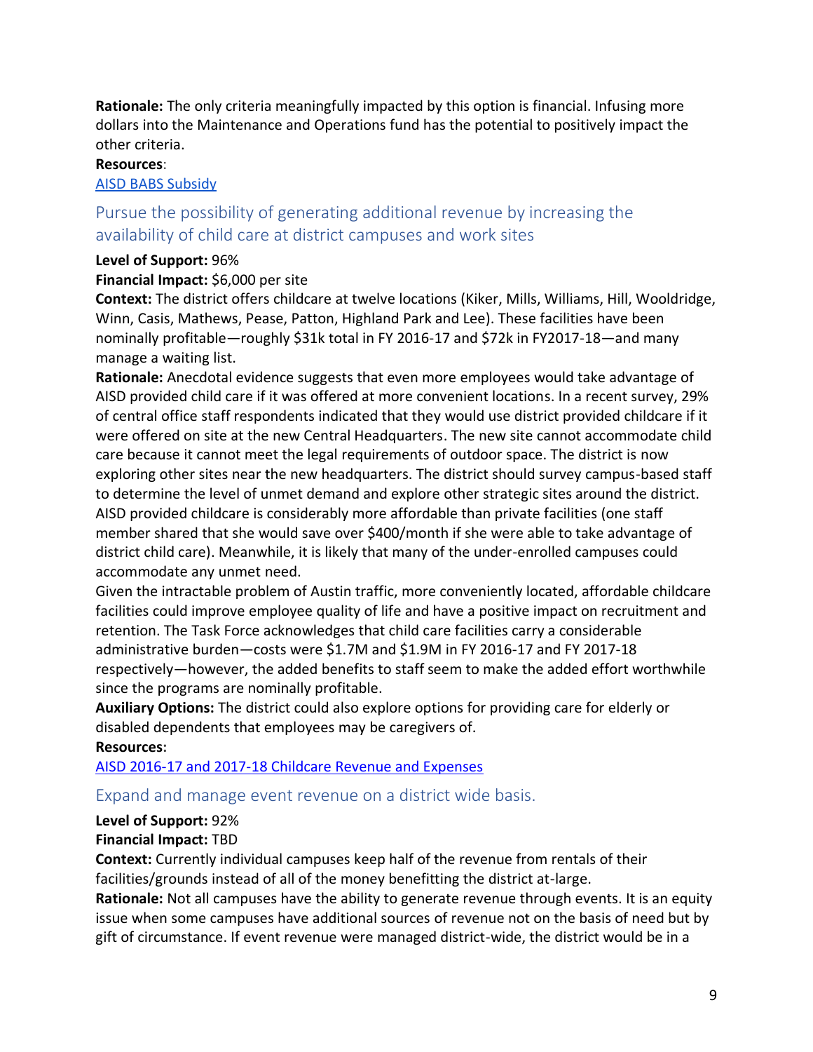**Rationale:** The only criteria meaningfully impacted by this option is financial. Infusing more dollars into the Maintenance and Operations fund has the potential to positively impact the other criteria.

**Resources**:

AISD BABS Subsidy

## Pursue the possibility of generating additional revenue by increasing the availability of child care at district campuses and work sites

**Level of Support:** 96%

**Financial Impact:** $6,000 per site

**Context:** The district offers childcare at twelve locations (Kiker, Mills, Williams, Hill, Wooldridge, Winn, Casis, Mathews, Pease, Patton, Highland Park and Lee). These facilities have been nominally profitable—roughly $31k total in FY 2016-17 and $72k in FY2017-18—and many manage a waiting list.

**Rationale:** Anecdotal evidence suggests that even more employees would take advantage of AISD provided child care if it was offered at more convenient locations. In a recent survey, 29% of central office staff respondents indicated that they would use district provided childcare if it were offered on site at the new Central Headquarters. The new site cannot accommodate child care because it cannot meet the legal requirements of outdoor space. The district is now exploring other sites near the new headquarters. The district should survey campus-based staff to determine the level of unmet demand and explore other strategic sites around the district. AISD provided childcare is considerably more affordable than private facilities (one staff member shared that she would save over $400/month if she were able to take advantage of district child care). Meanwhile, it is likely that many of the under-enrolled campuses could accommodate any unmet need.

Given the intractable problem of Austin traffic, more conveniently located, affordable childcare facilities could improve employee quality of life and have a positive impact on recruitment and retention. The Task Force acknowledges that child care facilities carry a considerable administrative burden—costs were $1.7M and $1.9M in FY 2016-17 and FY 2017-18 respectively—however, the added benefits to staff seem to make the added effort worthwhile since the programs are nominally profitable.

**Auxiliary Options:** The district could also explore options for providing care for elderly or disabled dependents that employees may be caregivers of.

**Resources**:

AISD 2016-17 and 2017-18 Childcare Revenue and Expenses

## Expand and manage event revenue on a district wide basis.

**Level of Support:** 92%

**Financial Impact:** TBD

**Context:** Currently individual campuses keep half of the revenue from rentals of their facilities/grounds instead of all of the money benefitting the district at-large.

**Rationale:** Not all campuses have the ability to generate revenue through events. It is an equity issue when some campuses have additional sources of revenue not on the basis of need but by gift of circumstance. If event revenue were managed district-wide, the district would be in a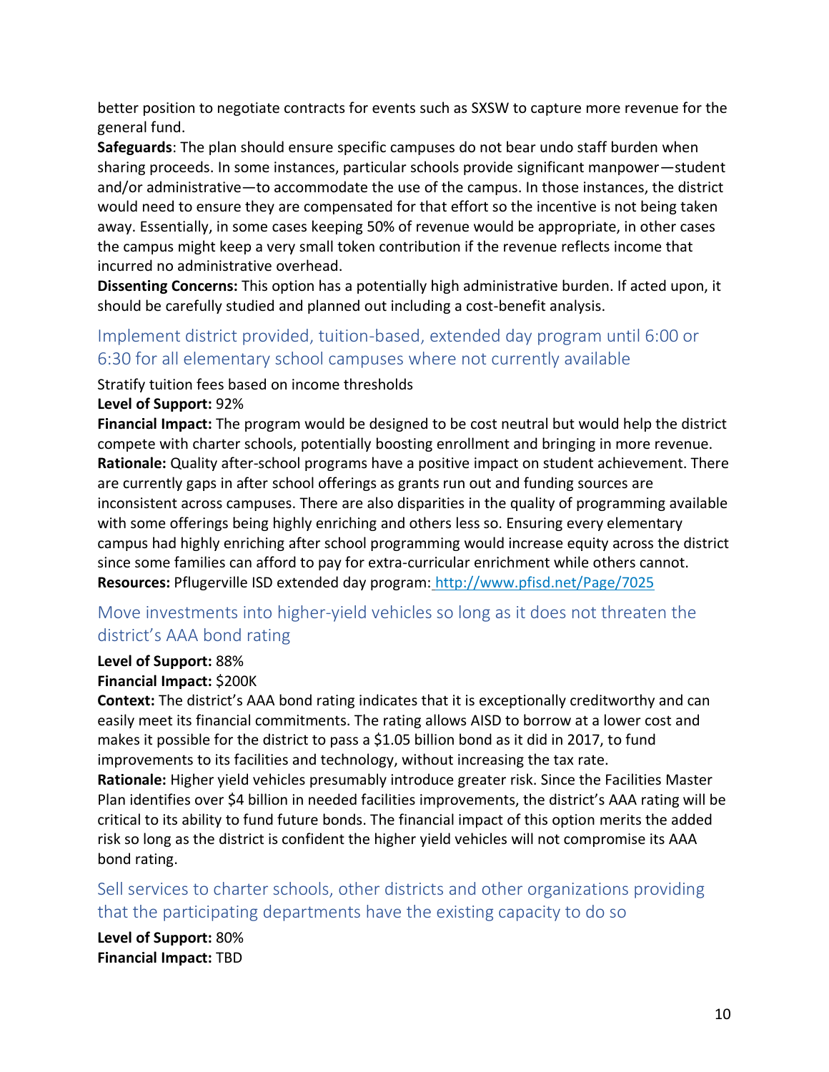better position to negotiate contracts for events such as SXSW to capture more revenue for the general fund.

**Safeguards**: The plan should ensure specific campuses do not bear undo staff burden when sharing proceeds. In some instances, particular schools provide significant manpower—student and/or administrative—to accommodate the use of the campus. In those instances, the district would need to ensure they are compensated for that effort so the incentive is not being taken away. Essentially, in some cases keeping 50% of revenue would be appropriate, in other cases the campus might keep a very small token contribution if the revenue reflects income that incurred no administrative overhead.

**Dissenting Concerns:** This option has a potentially high administrative burden. If acted upon, it should be carefully studied and planned out including a cost-benefit analysis.

## Implement district provided, tuition-based, extended day program until 6:00 or 6:30 for all elementary school campuses where not currently available

Stratify tuition fees based on income thresholds

**Level of Support:** 92%

**Financial Impact:** The program would be designed to be cost neutral but would help the district compete with charter schools, potentially boosting enrollment and bringing in more revenue.

**Rationale:** Quality after-school programs have a positive impact on student achievement. There are currently gaps in after school offerings as grants run out and funding sources are inconsistent across campuses. There are also disparities in the quality of programming available with some offerings being highly enriching and others less so. Ensuring every elementary campus had highly enriching after school programming would increase equity across the district since some families can afford to pay for extra-curricular enrichment while others cannot.

**Resources:** Pflugerville ISD extended day program: http://www.pfisd.net/Page/7025

## Move investments into higher-yield vehicles so long as it does not threaten the district's AAA bond rating

**Level of Support:** 88%

**Financial Impact:** $200K

**Context:** The district's AAA bond rating indicates that it is exceptionally creditworthy and can easily meet its financial commitments. The rating allows AISD to borrow at a lower cost and makes it possible for the district to pass a $1.05 billion bond as it did in 2017, to fund improvements to its facilities and technology, without increasing the tax rate.

**Rationale:** Higher yield vehicles presumably introduce greater risk. Since the Facilities Master Plan identifies over $4 billion in needed facilities improvements, the district's AAA rating will be critical to its ability to fund future bonds. The financial impact of this option merits the added risk so long as the district is confident the higher yield vehicles will not compromise its AAA bond rating.

## Sell services to charter schools, other districts and other organizations providing that the participating departments have the existing capacity to do so

**Level of Support:** 80%

**Financial Impact:** TBD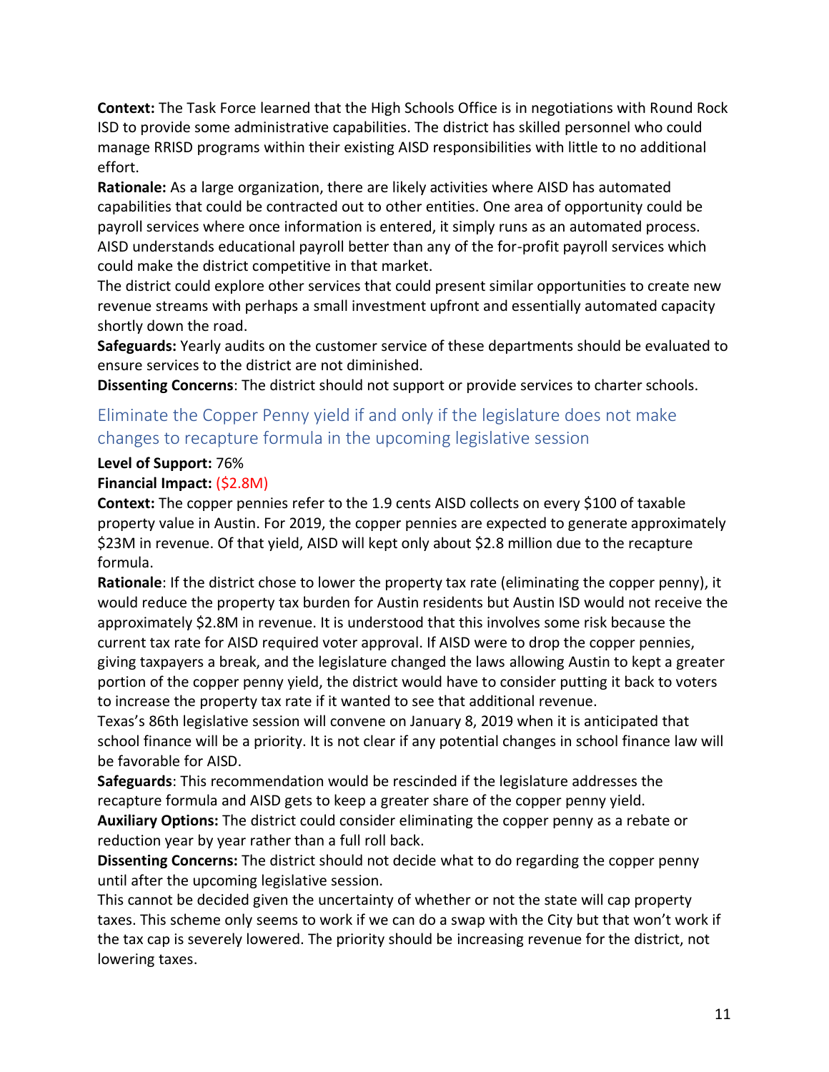**Context:** The Task Force learned that the High Schools Office is in negotiations with Round Rock ISD to provide some administrative capabilities. The district has skilled personnel who could manage RRISD programs within their existing AISD responsibilities with little to no additional effort.

**Rationale:** As a large organization, there are likely activities where AISD has automated capabilities that could be contracted out to other entities. One area of opportunity could be payroll services where once information is entered, it simply runs as an automated process. AISD understands educational payroll better than any of the for-profit payroll services which could make the district competitive in that market.

The district could explore other services that could present similar opportunities to create new revenue streams with perhaps a small investment upfront and essentially automated capacity shortly down the road.

**Safeguards:** Yearly audits on the customer service of these departments should be evaluated to ensure services to the district are not diminished.

**Dissenting Concerns**: The district should not support or provide services to charter schools.

## Eliminate the Copper Penny yield if and only if the legislature does not make changes to recapture formula in the upcoming legislative session

**Level of Support:** 76%

**Financial Impact:** ($2.8M)

**Context:** The copper pennies refer to the 1.9 cents AISD collects on every $100 of taxable property value in Austin. For 2019, the copper pennies are expected to generate approximately $23M in revenue. Of that yield, AISD will kept only about $2.8 million due to the recapture formula.

**Rationale**: If the district chose to lower the property tax rate (eliminating the copper penny), it would reduce the property tax burden for Austin residents but Austin ISD would not receive the approximately $2.8M in revenue. It is understood that this involves some risk because the current tax rate for AISD required voter approval. If AISD were to drop the copper pennies, giving taxpayers a break, and the legislature changed the laws allowing Austin to kept a greater portion of the copper penny yield, the district would have to consider putting it back to voters to increase the property tax rate if it wanted to see that additional revenue.

Texas's 86th legislative session will convene on January 8, 2019 when it is anticipated that school finance will be a priority. It is not clear if any potential changes in school finance law will be favorable for AISD.

**Safeguards**: This recommendation would be rescinded if the legislature addresses the recapture formula and AISD gets to keep a greater share of the copper penny yield.

**Auxiliary Options:** The district could consider eliminating the copper penny as a rebate or reduction year by year rather than a full roll back.

**Dissenting Concerns:** The district should not decide what to do regarding the copper penny until after the upcoming legislative session.

This cannot be decided given the uncertainty of whether or not the state will cap property taxes. This scheme only seems to work if we can do a swap with the City but that won't work if the tax cap is severely lowered. The priority should be increasing revenue for the district, not lowering taxes.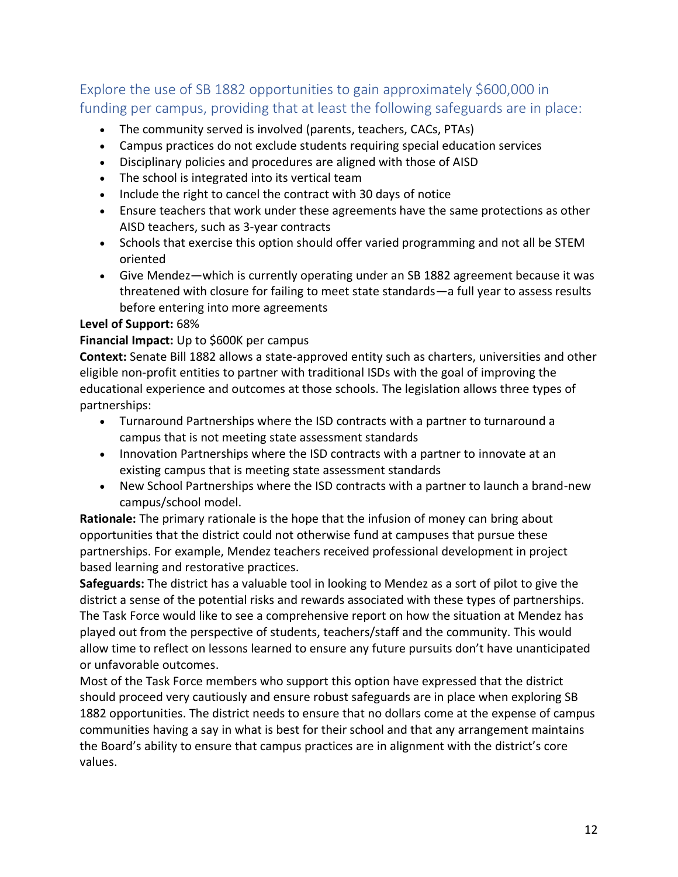## Explore the use of SB 1882 opportunities to gain approximately $600,000 in funding per campus, providing that at least the following safeguards are in place:

- The community served is involved (parents, teachers, CACs, PTAs)
- Campus practices do not exclude students requiring special education services
- Disciplinary policies and procedures are aligned with those of AISD
- The school is integrated into its vertical team
- Include the right to cancel the contract with 30 days of notice
- Ensure teachers that work under these agreements have the same protections as other AISD teachers, such as 3-year contracts
- Schools that exercise this option should offer varied programming and not all be STEM oriented
- Give Mendez—which is currently operating under an SB 1882 agreement because it was threatened with closure for failing to meet state standards—a full year to assess results before entering into more agreements

**Level of Support:** 68%

**Financial Impact:** Up to $600K per campus

**Context:** Senate Bill 1882 allows a state-approved entity such as charters, universities and other eligible non-profit entities to partner with traditional ISDs with the goal of improving the educational experience and outcomes at those schools. The legislation allows three types of partnerships:

- Turnaround Partnerships where the ISD contracts with a partner to turnaround a campus that is not meeting state assessment standards
- Innovation Partnerships where the ISD contracts with a partner to innovate at an existing campus that is meeting state assessment standards
- New School Partnerships where the ISD contracts with a partner to launch a brand-new campus/school model.

**Rationale:** The primary rationale is the hope that the infusion of money can bring about opportunities that the district could not otherwise fund at campuses that pursue these partnerships. For example, Mendez teachers received professional development in project based learning and restorative practices.

**Safeguards:** The district has a valuable tool in looking to Mendez as a sort of pilot to give the district a sense of the potential risks and rewards associated with these types of partnerships. The Task Force would like to see a comprehensive report on how the situation at Mendez has played out from the perspective of students, teachers/staff and the community. This would allow time to reflect on lessons learned to ensure any future pursuits don't have unanticipated or unfavorable outcomes.

Most of the Task Force members who support this option have expressed that the district should proceed very cautiously and ensure robust safeguards are in place when exploring SB 1882 opportunities. The district needs to ensure that no dollars come at the expense of campus communities having a say in what is best for their school and that any arrangement maintains the Board's ability to ensure that campus practices are in alignment with the district's core values.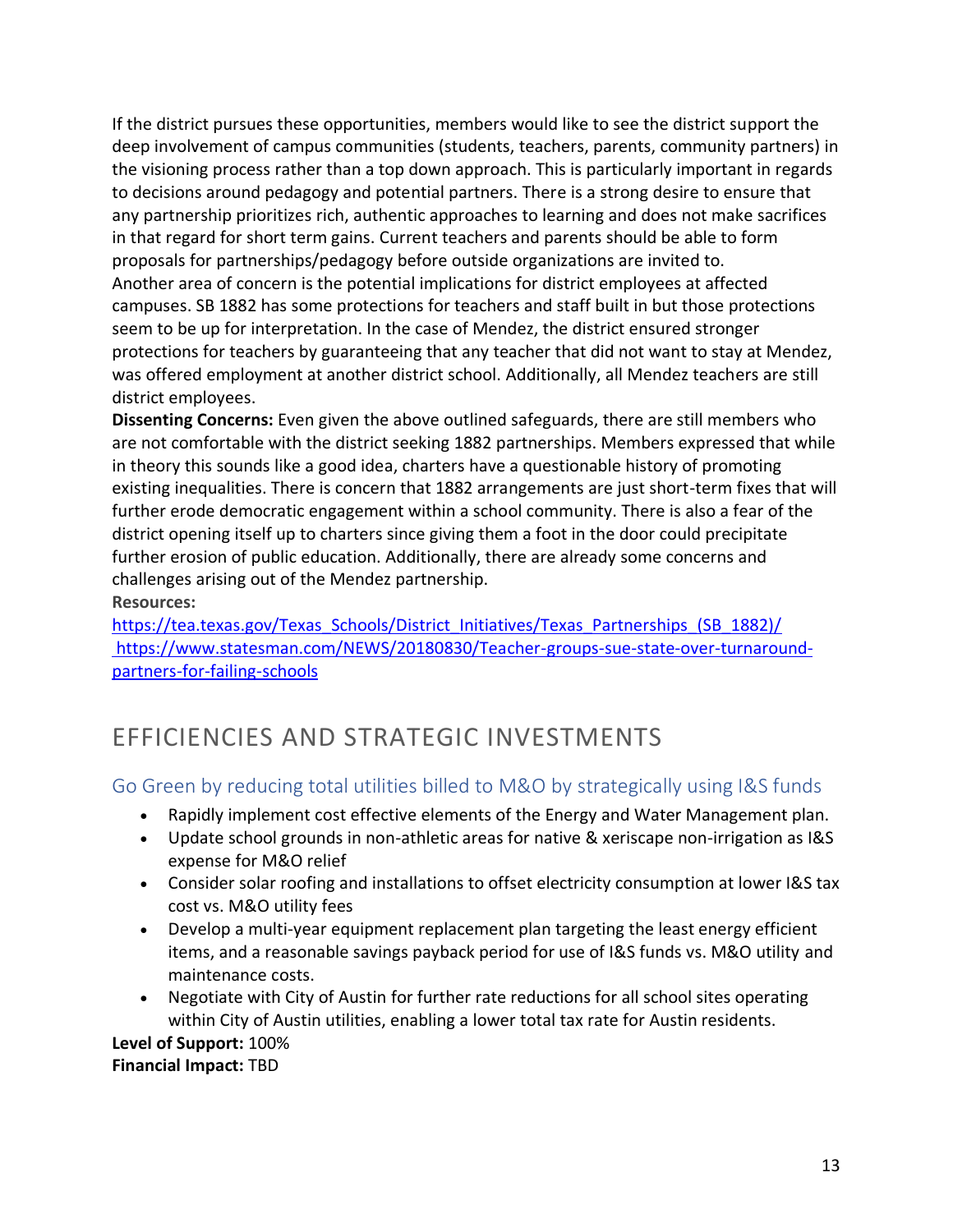If the district pursues these opportunities, members would like to see the district support the deep involvement of campus communities (students, teachers, parents, community partners) in the visioning process rather than a top down approach. This is particularly important in regards to decisions around pedagogy and potential partners. There is a strong desire to ensure that any partnership prioritizes rich, authentic approaches to learning and does not make sacrifices in that regard for short term gains. Current teachers and parents should be able to form proposals for partnerships/pedagogy before outside organizations are invited to.

Another area of concern is the potential implications for district employees at affected campuses. SB 1882 has some protections for teachers and staff built in but those protections seem to be up for interpretation. In the case of Mendez, the district ensured stronger protections for teachers by guaranteeing that any teacher that did not want to stay at Mendez, was offered employment at another district school. Additionally, all Mendez teachers are still district employees.

**Dissenting Concerns:** Even given the above outlined safeguards, there are still members who are not comfortable with the district seeking 1882 partnerships. Members expressed that while in theory this sounds like a good idea, charters have a questionable history of promoting existing inequalities. There is concern that 1882 arrangements are just short-term fixes that will further erode democratic engagement within a school community. There is also a fear of the district opening itself up to charters since giving them a foot in the door could precipitate further erosion of public education. Additionally, there are already some concerns and challenges arising out of the Mendez partnership.

**Resources:**

https://tea.texas.gov/Texas_Schools/District_Initiatives/Texas_Partnerships_(SB_1882)/

https://www.statesman.com/NEWS/20180830/Teacher-groups-sue-state-over-turnaround-partners-for-failing-schools

# EFFICIENCIES AND STRATEGIC INVESTMENTS

## Go Green by reducing total utilities billed to M&O by strategically using I&S funds

- Rapidly implement cost effective elements of the Energy and Water Management plan.
- Update school grounds in non-athletic areas for native & xeriscape non-irrigation as I&S expense for M&O relief
- Consider solar roofing and installations to offset electricity consumption at lower I&S tax cost vs. M&O utility fees
- Develop a multi-year equipment replacement plan targeting the least energy efficient items, and a reasonable savings payback period for use of I&S funds vs. M&O utility and maintenance costs.
- Negotiate with City of Austin for further rate reductions for all school sites operating within City of Austin utilities, enabling a lower total tax rate for Austin residents.

**Level of Support:** 100%
**Financial Impact:** TBD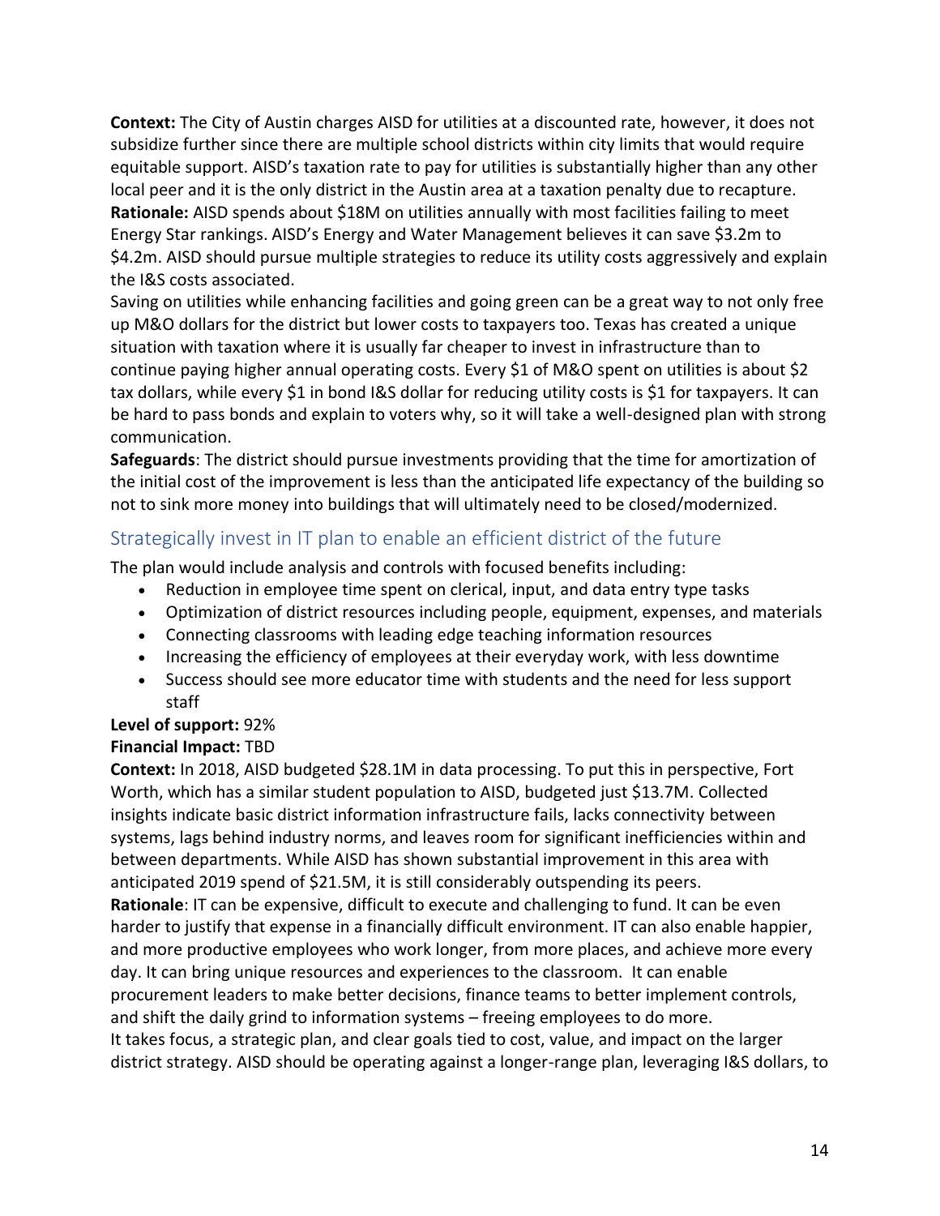**Context:** The City of Austin charges AISD for utilities at a discounted rate, however, it does not subsidize further since there are multiple school districts within city limits that would require equitable support. AISD's taxation rate to pay for utilities is substantially higher than any other local peer and it is the only district in the Austin area at a taxation penalty due to recapture.
**Rationale:** AISD spends about $18M on utilities annually with most facilities failing to meet Energy Star rankings. AISD's Energy and Water Management believes it can save $3.2m to $4.2m. AISD should pursue multiple strategies to reduce its utility costs aggressively and explain the I&S costs associated.
Saving on utilities while enhancing facilities and going green can be a great way to not only free up M&O dollars for the district but lower costs to taxpayers too. Texas has created a unique situation with taxation where it is usually far cheaper to invest in infrastructure than to continue paying higher annual operating costs. Every $1 of M&O spent on utilities is about $2 tax dollars, while every $1 in bond I&S dollar for reducing utility costs is $1 for taxpayers. It can be hard to pass bonds and explain to voters why, so it will take a well-designed plan with strong communication.
**Safeguards**: The district should pursue investments providing that the time for amortization of the initial cost of the improvement is less than the anticipated life expectancy of the building so not to sink more money into buildings that will ultimately need to be closed/modernized.

## Strategically invest in IT plan to enable an efficient district of the future

The plan would include analysis and controls with focused benefits including:

- Reduction in employee time spent on clerical, input, and data entry type tasks
- Optimization of district resources including people, equipment, expenses, and materials
- Connecting classrooms with leading edge teaching information resources
- Increasing the efficiency of employees at their everyday work, with less downtime
- Success should see more educator time with students and the need for less support staff

**Level of support:** 92%
**Financial Impact:** TBD
**Context:** In 2018, AISD budgeted $28.1M in data processing. To put this in perspective, Fort Worth, which has a similar student population to AISD, budgeted just $13.7M. Collected insights indicate basic district information infrastructure fails, lacks connectivity between systems, lags behind industry norms, and leaves room for significant inefficiencies within and between departments. While AISD has shown substantial improvement in this area with anticipated 2019 spend of $21.5M, it is still considerably outspending its peers.
**Rationale**: IT can be expensive, difficult to execute and challenging to fund. It can be even harder to justify that expense in a financially difficult environment. IT can also enable happier, and more productive employees who work longer, from more places, and achieve more every day. It can bring unique resources and experiences to the classroom. It can enable procurement leaders to make better decisions, finance teams to better implement controls, and shift the daily grind to information systems – freeing employees to do more.
It takes focus, a strategic plan, and clear goals tied to cost, value, and impact on the larger district strategy. AISD should be operating against a longer-range plan, leveraging I&S dollars, to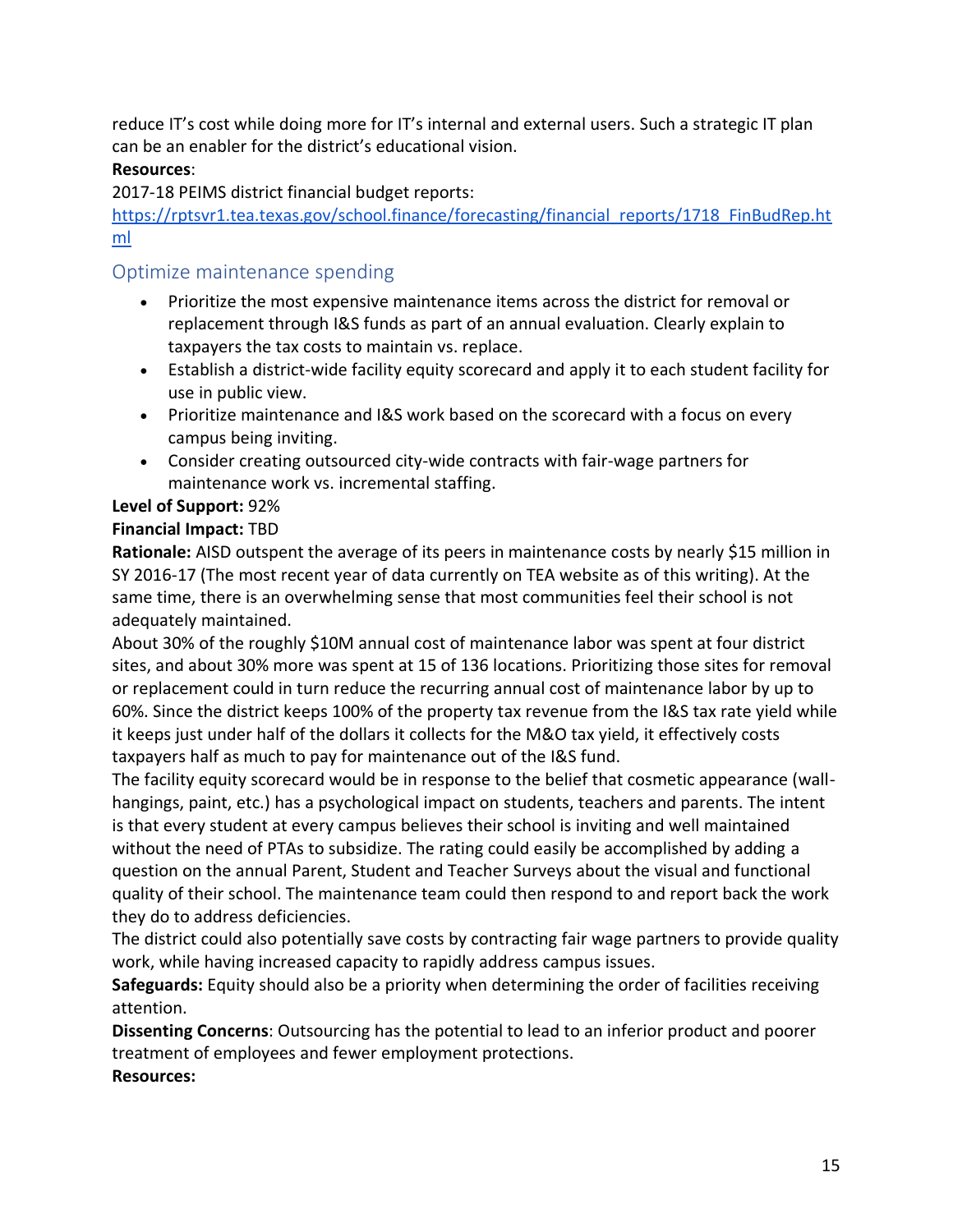reduce IT's cost while doing more for IT's internal and external users. Such a strategic IT plan can be an enabler for the district's educational vision.

**Resources**:

2017-18 PEIMS district financial budget reports:
https://rptsvr1.tea.texas.gov/school.finance/forecasting/financial_reports/1718_FinBudRep.html

## Optimize maintenance spending

- Prioritize the most expensive maintenance items across the district for removal or replacement through I&S funds as part of an annual evaluation. Clearly explain to taxpayers the tax costs to maintain vs. replace.
- Establish a district-wide facility equity scorecard and apply it to each student facility for use in public view.
- Prioritize maintenance and I&S work based on the scorecard with a focus on every campus being inviting.
- Consider creating outsourced city-wide contracts with fair-wage partners for maintenance work vs. incremental staffing.

**Level of Support:** 92%

**Financial Impact:** TBD

**Rationale:** AISD outspent the average of its peers in maintenance costs by nearly $15 million in SY 2016-17 (The most recent year of data currently on TEA website as of this writing). At the same time, there is an overwhelming sense that most communities feel their school is not adequately maintained.

About 30% of the roughly $10M annual cost of maintenance labor was spent at four district sites, and about 30% more was spent at 15 of 136 locations. Prioritizing those sites for removal or replacement could in turn reduce the recurring annual cost of maintenance labor by up to 60%. Since the district keeps 100% of the property tax revenue from the I&S tax rate yield while it keeps just under half of the dollars it collects for the M&O tax yield, it effectively costs taxpayers half as much to pay for maintenance out of the I&S fund.

The facility equity scorecard would be in response to the belief that cosmetic appearance (wall-hangings, paint, etc.) has a psychological impact on students, teachers and parents. The intent is that every student at every campus believes their school is inviting and well maintained without the need of PTAs to subsidize. The rating could easily be accomplished by adding a question on the annual Parent, Student and Teacher Surveys about the visual and functional quality of their school. The maintenance team could then respond to and report back the work they do to address deficiencies.

The district could also potentially save costs by contracting fair wage partners to provide quality work, while having increased capacity to rapidly address campus issues.

**Safeguards:** Equity should also be a priority when determining the order of facilities receiving attention.

**Dissenting Concerns**: Outsourcing has the potential to lead to an inferior product and poorer treatment of employees and fewer employment protections.

**Resources:**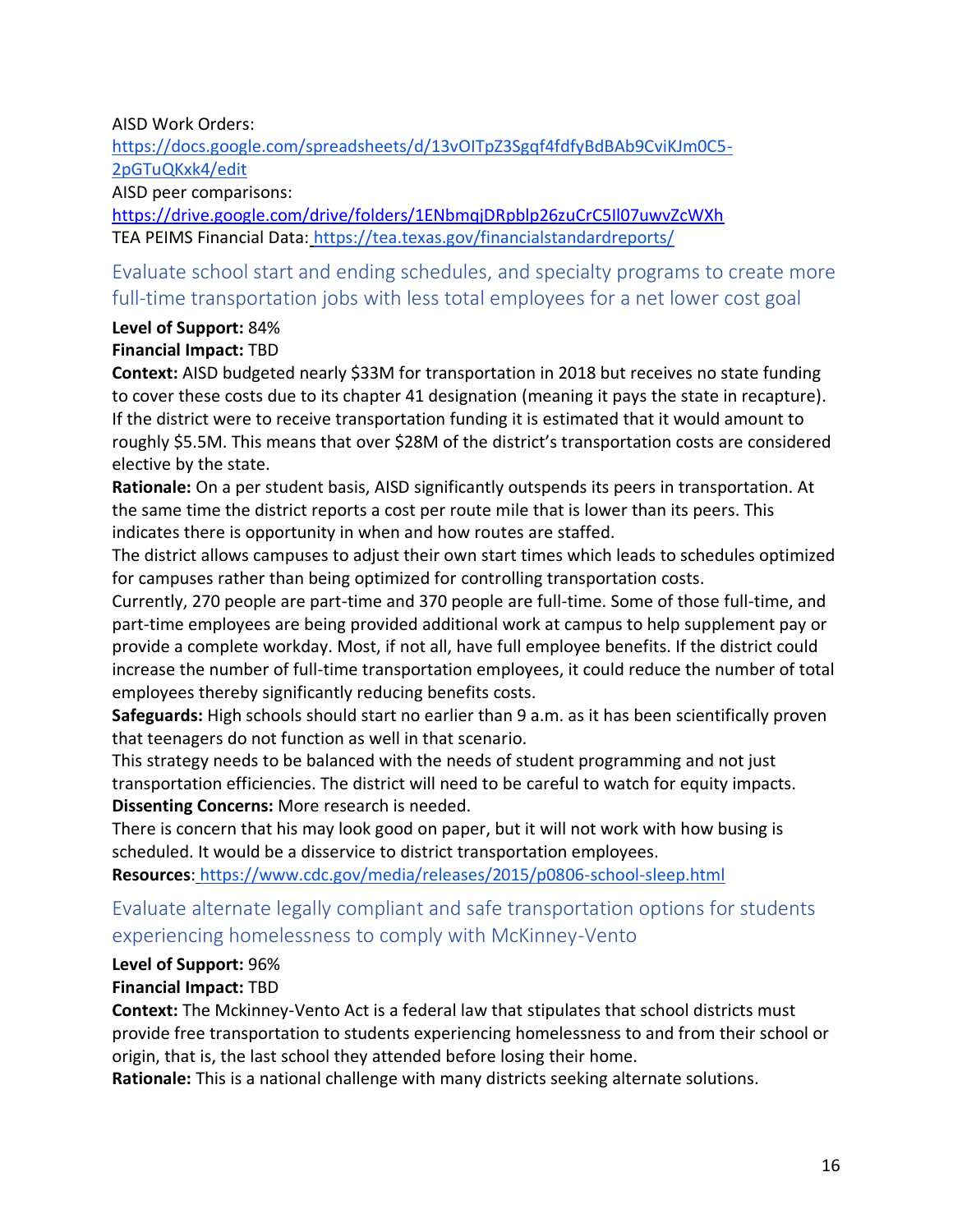AISD Work Orders:
[https://docs.google.com/spreadsheets/d/13vOITpZ3Sgqf4fdfyBdBAb9CviKJm0C5-2pGTuQKxk4/edit](https://docs.google.com/spreadsheets/d/13vOITpZ3Sgqf4fdfyBdBAb9CviKJm0C5-2pGTuQKxk4/edit)
AISD peer comparisons:
[https://drive.google.com/drive/folders/1ENbmqjDRpblp26zuCrC5Il07uwvZcWXh](https://drive.google.com/drive/folders/1ENbmqjDRpblp26zuCrC5Il07uwvZcWXh)
TEA PEIMS Financial Data: [https://tea.texas.gov/financialstandardreports/](https://tea.texas.gov/financialstandardreports/)

## Evaluate school start and ending schedules, and specialty programs to create more full-time transportation jobs with less total employees for a net lower cost goal

**Level of Support:** 84%
**Financial Impact:** TBD
**Context:** AISD budgeted nearly $33M for transportation in 2018 but receives no state funding to cover these costs due to its chapter 41 designation (meaning it pays the state in recapture). If the district were to receive transportation funding it is estimated that it would amount to roughly $5.5M. This means that over $28M of the district's transportation costs are considered elective by the state.
**Rationale:** On a per student basis, AISD significantly outspends its peers in transportation. At the same time the district reports a cost per route mile that is lower than its peers. This indicates there is opportunity in when and how routes are staffed.
The district allows campuses to adjust their own start times which leads to schedules optimized for campuses rather than being optimized for controlling transportation costs.
Currently, 270 people are part-time and 370 people are full-time. Some of those full-time, and part-time employees are being provided additional work at campus to help supplement pay or provide a complete workday. Most, if not all, have full employee benefits. If the district could increase the number of full-time transportation employees, it could reduce the number of total employees thereby significantly reducing benefits costs.
**Safeguards:** High schools should start no earlier than 9 a.m. as it has been scientifically proven that teenagers do not function as well in that scenario.
This strategy needs to be balanced with the needs of student programming and not just transportation efficiencies. The district will need to be careful to watch for equity impacts.
**Dissenting Concerns:** More research is needed.
There is concern that his may look good on paper, but it will not work with how busing is scheduled. It would be a disservice to district transportation employees.
**Resources**: [https://www.cdc.gov/media/releases/2015/p0806-school-sleep.html](https://www.cdc.gov/media/releases/2015/p0806-school-sleep.html)

## Evaluate alternate legally compliant and safe transportation options for students experiencing homelessness to comply with McKinney-Vento

**Level of Support:** 96%
**Financial Impact:** TBD
**Context:** The Mckinney-Vento Act is a federal law that stipulates that school districts must provide free transportation to students experiencing homelessness to and from their school or origin, that is, the last school they attended before losing their home.
**Rationale:** This is a national challenge with many districts seeking alternate solutions.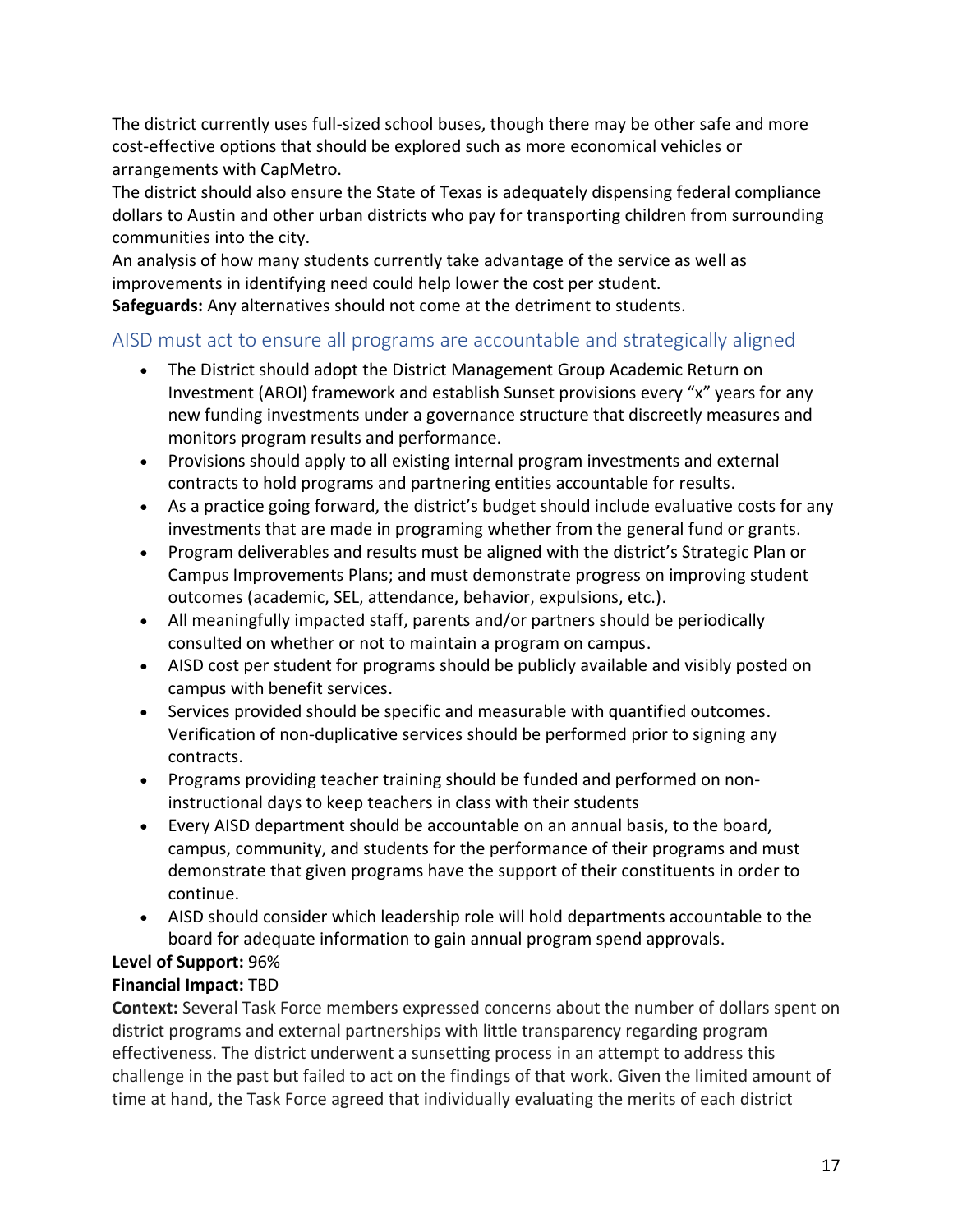The district currently uses full-sized school buses, though there may be other safe and more cost-effective options that should be explored such as more economical vehicles or arrangements with CapMetro.

The district should also ensure the State of Texas is adequately dispensing federal compliance dollars to Austin and other urban districts who pay for transporting children from surrounding communities into the city.

An analysis of how many students currently take advantage of the service as well as improvements in identifying need could help lower the cost per student.

**Safeguards:** Any alternatives should not come at the detriment to students.

## AISD must act to ensure all programs are accountable and strategically aligned

- The District should adopt the District Management Group Academic Return on Investment (AROI) framework and establish Sunset provisions every "x" years for any new funding investments under a governance structure that discreetly measures and monitors program results and performance.
- Provisions should apply to all existing internal program investments and external contracts to hold programs and partnering entities accountable for results.
- As a practice going forward, the district's budget should include evaluative costs for any investments that are made in programing whether from the general fund or grants.
- Program deliverables and results must be aligned with the district's Strategic Plan or Campus Improvements Plans; and must demonstrate progress on improving student outcomes (academic, SEL, attendance, behavior, expulsions, etc.).
- All meaningfully impacted staff, parents and/or partners should be periodically consulted on whether or not to maintain a program on campus.
- AISD cost per student for programs should be publicly available and visibly posted on campus with benefit services.
- Services provided should be specific and measurable with quantified outcomes. Verification of non-duplicative services should be performed prior to signing any contracts.
- Programs providing teacher training should be funded and performed on non-instructional days to keep teachers in class with their students
- Every AISD department should be accountable on an annual basis, to the board, campus, community, and students for the performance of their programs and must demonstrate that given programs have the support of their constituents in order to continue.
- AISD should consider which leadership role will hold departments accountable to the board for adequate information to gain annual program spend approvals.

**Level of Support:** 96%

**Financial Impact:** TBD

**Context:** Several Task Force members expressed concerns about the number of dollars spent on district programs and external partnerships with little transparency regarding program effectiveness. The district underwent a sunsetting process in an attempt to address this challenge in the past but failed to act on the findings of that work. Given the limited amount of time at hand, the Task Force agreed that individually evaluating the merits of each district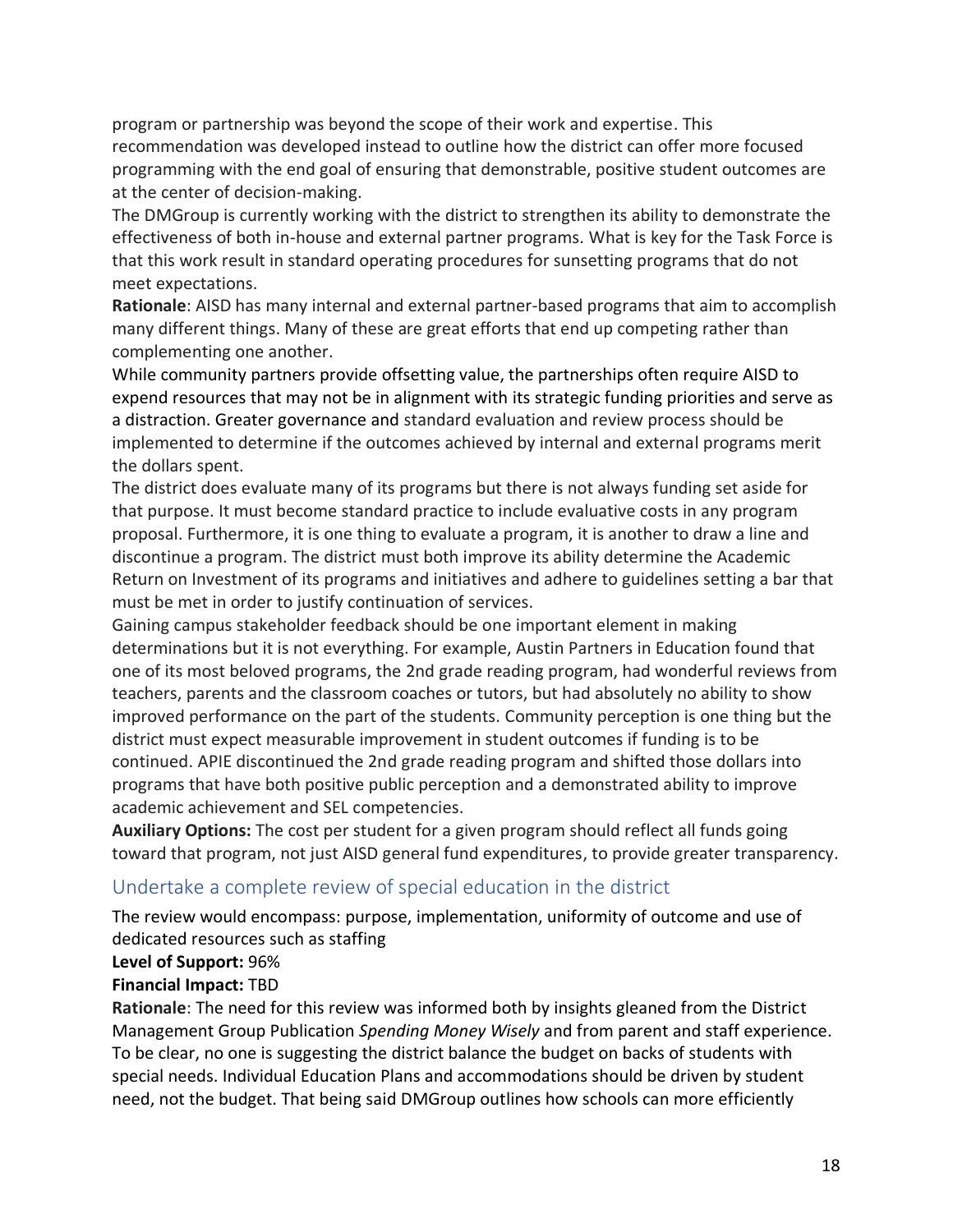program or partnership was beyond the scope of their work and expertise. This recommendation was developed instead to outline how the district can offer more focused programming with the end goal of ensuring that demonstrable, positive student outcomes are at the center of decision-making.

The DMGroup is currently working with the district to strengthen its ability to demonstrate the effectiveness of both in-house and external partner programs. What is key for the Task Force is that this work result in standard operating procedures for sunsetting programs that do not meet expectations.

**Rationale**: AISD has many internal and external partner-based programs that aim to accomplish many different things. Many of these are great efforts that end up competing rather than complementing one another.

While community partners provide offsetting value, the partnerships often require AISD to expend resources that may not be in alignment with its strategic funding priorities and serve as a distraction. Greater governance and standard evaluation and review process should be implemented to determine if the outcomes achieved by internal and external programs merit the dollars spent.

The district does evaluate many of its programs but there is not always funding set aside for that purpose. It must become standard practice to include evaluative costs in any program proposal. Furthermore, it is one thing to evaluate a program, it is another to draw a line and discontinue a program. The district must both improve its ability determine the Academic Return on Investment of its programs and initiatives and adhere to guidelines setting a bar that must be met in order to justify continuation of services.

Gaining campus stakeholder feedback should be one important element in making determinations but it is not everything. For example, Austin Partners in Education found that one of its most beloved programs, the 2nd grade reading program, had wonderful reviews from teachers, parents and the classroom coaches or tutors, but had absolutely no ability to show improved performance on the part of the students. Community perception is one thing but the district must expect measurable improvement in student outcomes if funding is to be continued. APIE discontinued the 2nd grade reading program and shifted those dollars into programs that have both positive public perception and a demonstrated ability to improve academic achievement and SEL competencies.

**Auxiliary Options:** The cost per student for a given program should reflect all funds going toward that program, not just AISD general fund expenditures, to provide greater transparency.

## Undertake a complete review of special education in the district

The review would encompass: purpose, implementation, uniformity of outcome and use of dedicated resources such as staffing

**Level of Support:** 96%

**Financial Impact:** TBD

**Rationale**: The need for this review was informed both by insights gleaned from the District Management Group Publication *Spending Money Wisely* and from parent and staff experience. To be clear, no one is suggesting the district balance the budget on backs of students with special needs. Individual Education Plans and accommodations should be driven by student need, not the budget. That being said DMGroup outlines how schools can more efficiently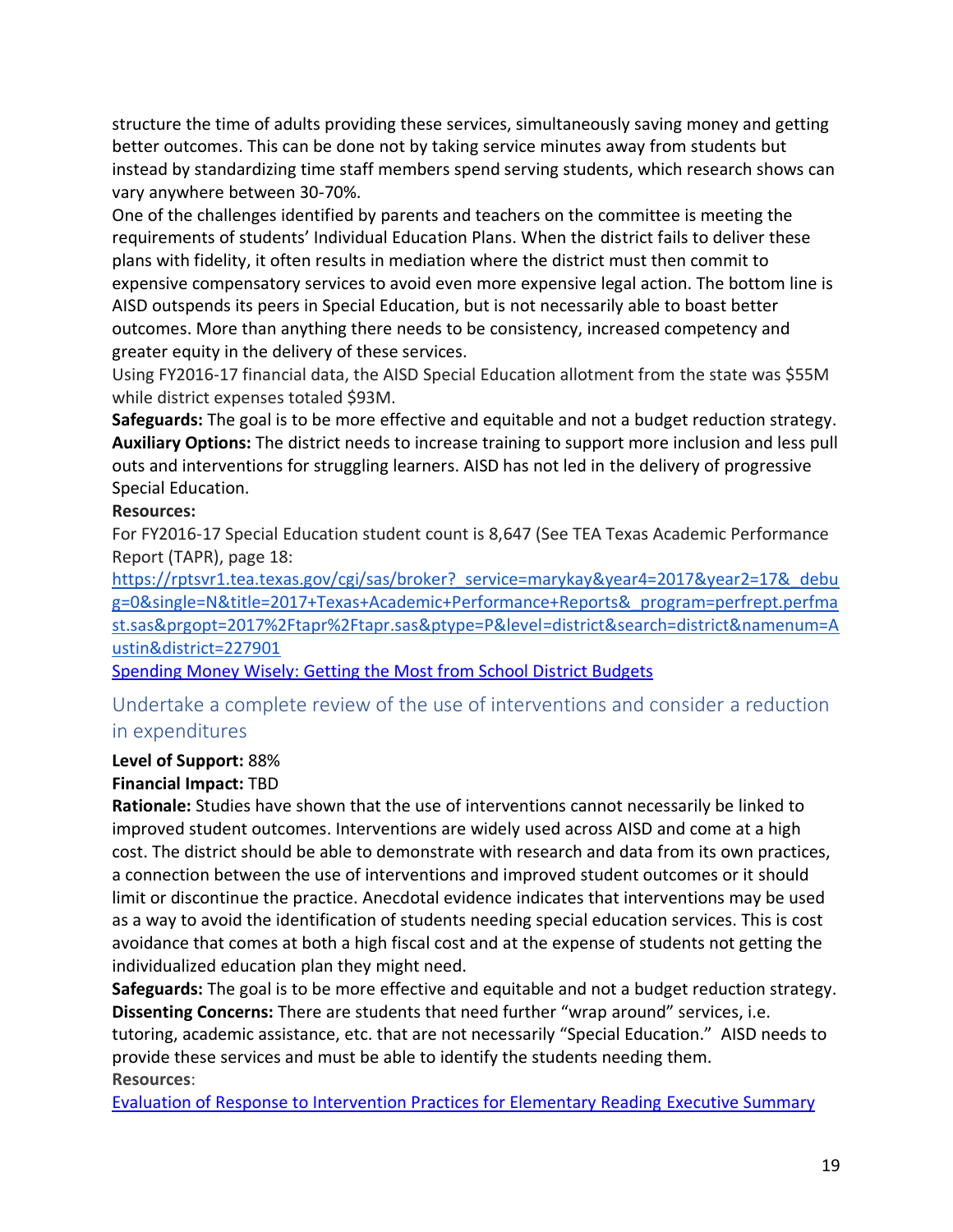structure the time of adults providing these services, simultaneously saving money and getting better outcomes. This can be done not by taking service minutes away from students but instead by standardizing time staff members spend serving students, which research shows can vary anywhere between 30-70%.

One of the challenges identified by parents and teachers on the committee is meeting the requirements of students' Individual Education Plans. When the district fails to deliver these plans with fidelity, it often results in mediation where the district must then commit to expensive compensatory services to avoid even more expensive legal action. The bottom line is AISD outspends its peers in Special Education, but is not necessarily able to boast better outcomes. More than anything there needs to be consistency, increased competency and greater equity in the delivery of these services.

Using FY2016-17 financial data, the AISD Special Education allotment from the state was $55M while district expenses totaled $93M.

**Safeguards:** The goal is to be more effective and equitable and not a budget reduction strategy.

**Auxiliary Options:** The district needs to increase training to support more inclusion and less pull outs and interventions for struggling learners. AISD has not led in the delivery of progressive Special Education.

**Resources:**

For FY2016-17 Special Education student count is 8,647 (See TEA Texas Academic Performance Report (TAPR), page 18:

https://rptsvr1.tea.texas.gov/cgi/sas/broker?_service=marykay&year4=2017&year2=17&_debug=0&single=N&title=2017+Texas+Academic+Performance+Reports&_program=perfrept.perfmast.sas&prgopt=2017%2Ftapr%2Ftapr.sas&ptype=P&level=district&search=district&namenum=Austin&district=227901

Spending Money Wisely: Getting the Most from School District Budgets

## Undertake a complete review of the use of interventions and consider a reduction in expenditures

**Level of Support:** 88%

**Financial Impact:** TBD

**Rationale:** Studies have shown that the use of interventions cannot necessarily be linked to improved student outcomes. Interventions are widely used across AISD and come at a high cost. The district should be able to demonstrate with research and data from its own practices, a connection between the use of interventions and improved student outcomes or it should limit or discontinue the practice. Anecdotal evidence indicates that interventions may be used as a way to avoid the identification of students needing special education services. This is cost avoidance that comes at both a high fiscal cost and at the expense of students not getting the individualized education plan they might need.

**Safeguards:** The goal is to be more effective and equitable and not a budget reduction strategy.

**Dissenting Concerns:** There are students that need further "wrap around" services, i.e. tutoring, academic assistance, etc. that are not necessarily "Special Education." AISD needs to provide these services and must be able to identify the students needing them.

**Resources**:

Evaluation of Response to Intervention Practices for Elementary Reading Executive Summary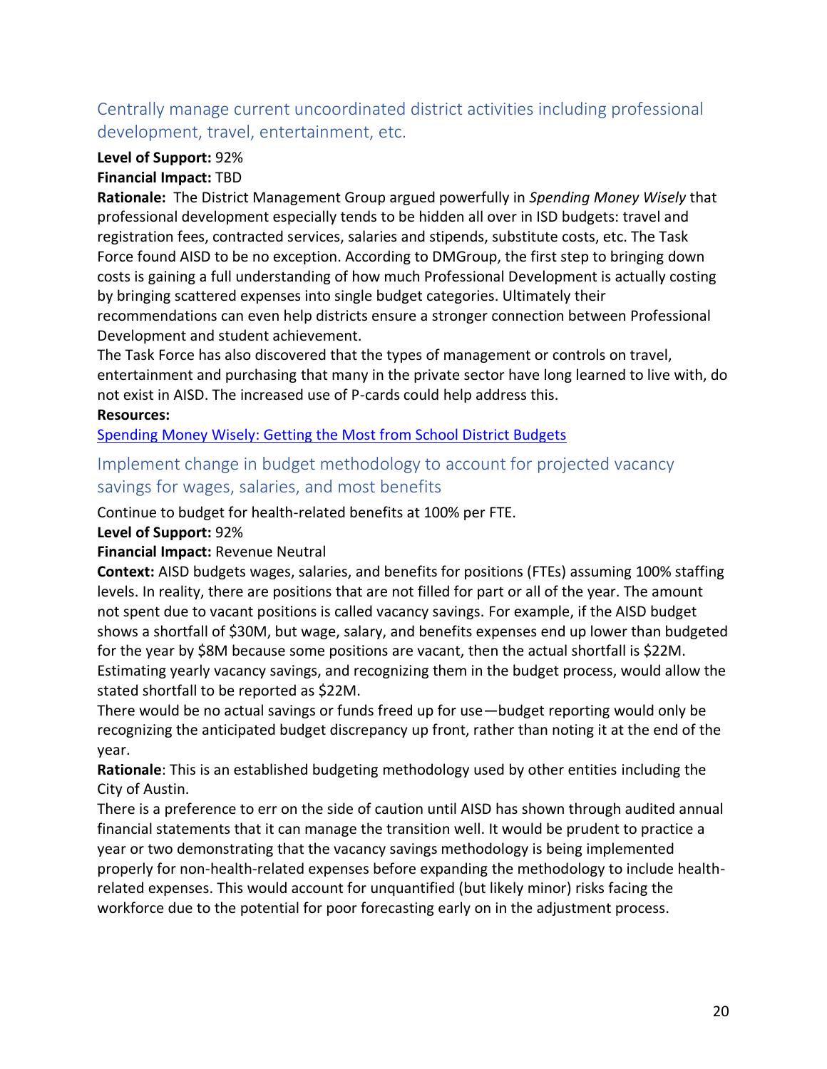## Centrally manage current uncoordinated district activities including professional development, travel, entertainment, etc.

**Level of Support:** 92%
**Financial Impact:** TBD
**Rationale:** The District Management Group argued powerfully in *Spending Money Wisely* that professional development especially tends to be hidden all over in ISD budgets: travel and registration fees, contracted services, salaries and stipends, substitute costs, etc. The Task Force found AISD to be no exception. According to DMGroup, the first step to bringing down costs is gaining a full understanding of how much Professional Development is actually costing by bringing scattered expenses into single budget categories. Ultimately their recommendations can even help districts ensure a stronger connection between Professional Development and student achievement.
The Task Force has also discovered that the types of management or controls on travel, entertainment and purchasing that many in the private sector have long learned to live with, do not exist in AISD. The increased use of P-cards could help address this.
**Resources:**
Spending Money Wisely: Getting the Most from School District Budgets

## Implement change in budget methodology to account for projected vacancy savings for wages, salaries, and most benefits

Continue to budget for health-related benefits at 100% per FTE.
**Level of Support:** 92%
**Financial Impact:** Revenue Neutral
**Context:** AISD budgets wages, salaries, and benefits for positions (FTEs) assuming 100% staffing levels. In reality, there are positions that are not filled for part or all of the year. The amount not spent due to vacant positions is called vacancy savings. For example, if the AISD budget shows a shortfall of $30M, but wage, salary, and benefits expenses end up lower than budgeted for the year by $8M because some positions are vacant, then the actual shortfall is $22M. Estimating yearly vacancy savings, and recognizing them in the budget process, would allow the stated shortfall to be reported as $22M.
There would be no actual savings or funds freed up for use—budget reporting would only be recognizing the anticipated budget discrepancy up front, rather than noting it at the end of the year.
**Rationale**: This is an established budgeting methodology used by other entities including the City of Austin.
There is a preference to err on the side of caution until AISD has shown through audited annual financial statements that it can manage the transition well. It would be prudent to practice a year or two demonstrating that the vacancy savings methodology is being implemented properly for non-health-related expenses before expanding the methodology to include health-related expenses. This would account for unquantified (but likely minor) risks facing the workforce due to the potential for poor forecasting early on in the adjustment process.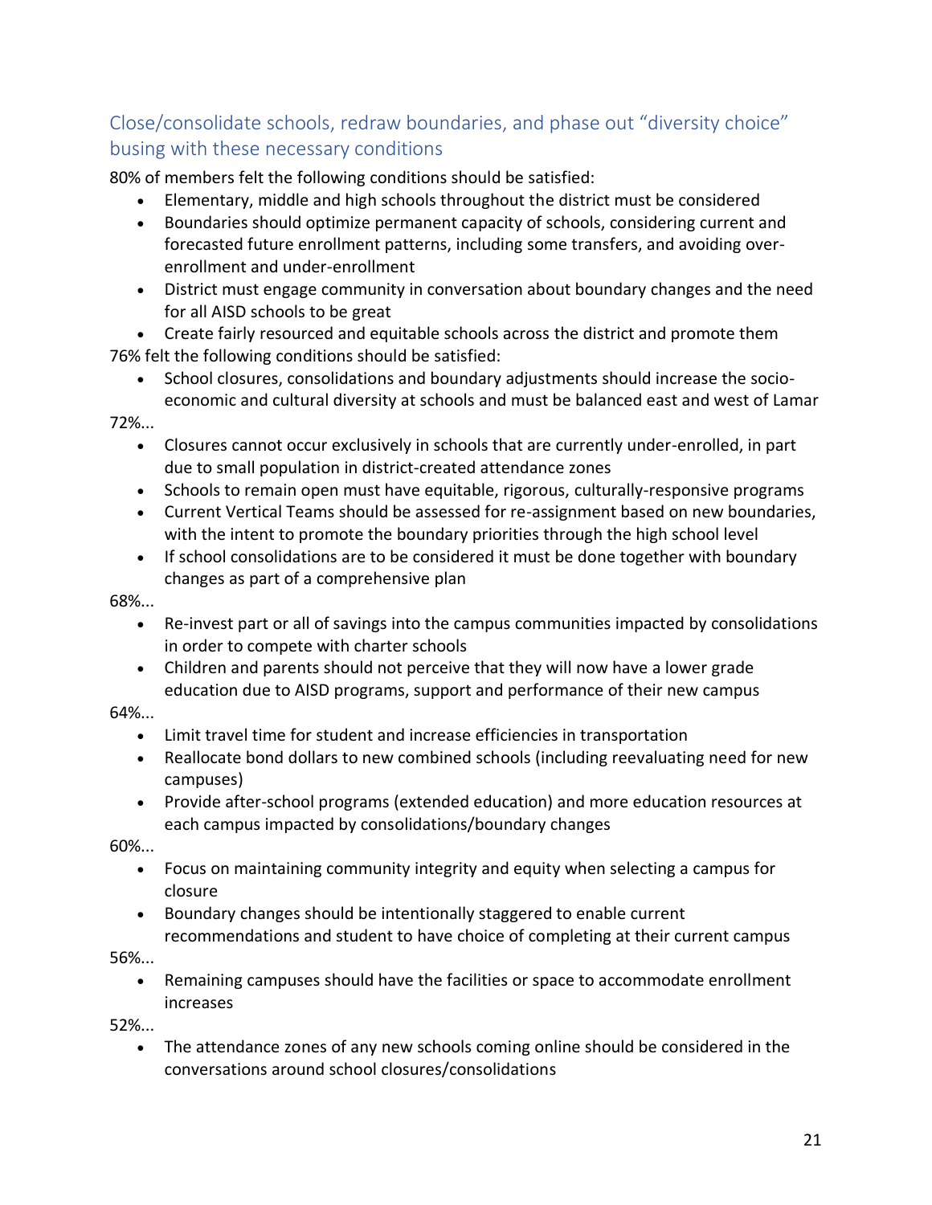## Close/consolidate schools, redraw boundaries, and phase out "diversity choice" busing with these necessary conditions

80% of members felt the following conditions should be satisfied:

- Elementary, middle and high schools throughout the district must be considered
- Boundaries should optimize permanent capacity of schools, considering current and forecasted future enrollment patterns, including some transfers, and avoiding over-enrollment and under-enrollment
- District must engage community in conversation about boundary changes and the need for all AISD schools to be great
- Create fairly resourced and equitable schools across the district and promote them

76% felt the following conditions should be satisfied:

- School closures, consolidations and boundary adjustments should increase the socio-economic and cultural diversity at schools and must be balanced east and west of Lamar

72%...

- Closures cannot occur exclusively in schools that are currently under-enrolled, in part due to small population in district-created attendance zones
- Schools to remain open must have equitable, rigorous, culturally-responsive programs
- Current Vertical Teams should be assessed for re-assignment based on new boundaries, with the intent to promote the boundary priorities through the high school level
- If school consolidations are to be considered it must be done together with boundary changes as part of a comprehensive plan

68%...

- Re-invest part or all of savings into the campus communities impacted by consolidations in order to compete with charter schools
- Children and parents should not perceive that they will now have a lower grade education due to AISD programs, support and performance of their new campus

64%...

- Limit travel time for student and increase efficiencies in transportation
- Reallocate bond dollars to new combined schools (including reevaluating need for new campuses)
- Provide after-school programs (extended education) and more education resources at each campus impacted by consolidations/boundary changes

60%...

- Focus on maintaining community integrity and equity when selecting a campus for closure
- Boundary changes should be intentionally staggered to enable current recommendations and student to have choice of completing at their current campus

56%...

- Remaining campuses should have the facilities or space to accommodate enrollment increases

52%...

- The attendance zones of any new schools coming online should be considered in the conversations around school closures/consolidations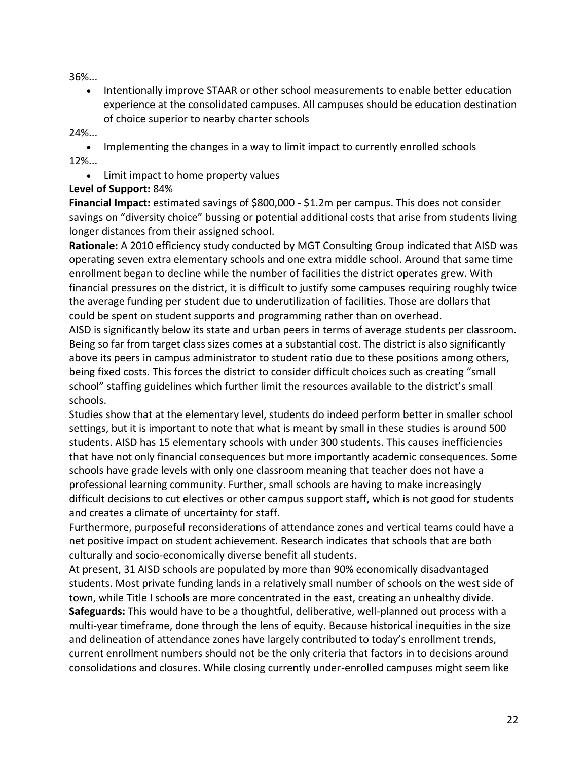36%...

- Intentionally improve STAAR or other school measurements to enable better education experience at the consolidated campuses. All campuses should be education destination of choice superior to nearby charter schools

24%...

- Implementing the changes in a way to limit impact to currently enrolled schools

12%...

- Limit impact to home property values

**Level of Support:** 84%

**Financial Impact:** estimated savings of $800,000 - $1.2m per campus. This does not consider savings on "diversity choice" bussing or potential additional costs that arise from students living longer distances from their assigned school.

**Rationale:** A 2010 efficiency study conducted by MGT Consulting Group indicated that AISD was operating seven extra elementary schools and one extra middle school. Around that same time enrollment began to decline while the number of facilities the district operates grew. With financial pressures on the district, it is difficult to justify some campuses requiring roughly twice the average funding per student due to underutilization of facilities. Those are dollars that could be spent on student supports and programming rather than on overhead.

AISD is significantly below its state and urban peers in terms of average students per classroom. Being so far from target class sizes comes at a substantial cost. The district is also significantly above its peers in campus administrator to student ratio due to these positions among others, being fixed costs. This forces the district to consider difficult choices such as creating "small school" staffing guidelines which further limit the resources available to the district's small schools.

Studies show that at the elementary level, students do indeed perform better in smaller school settings, but it is important to note that what is meant by small in these studies is around 500 students. AISD has 15 elementary schools with under 300 students. This causes inefficiencies that have not only financial consequences but more importantly academic consequences. Some schools have grade levels with only one classroom meaning that teacher does not have a professional learning community. Further, small schools are having to make increasingly difficult decisions to cut electives or other campus support staff, which is not good for students and creates a climate of uncertainty for staff.

Furthermore, purposeful reconsiderations of attendance zones and vertical teams could have a net positive impact on student achievement. Research indicates that schools that are both culturally and socio-economically diverse benefit all students.

At present, 31 AISD schools are populated by more than 90% economically disadvantaged students. Most private funding lands in a relatively small number of schools on the west side of town, while Title I schools are more concentrated in the east, creating an unhealthy divide.

**Safeguards:** This would have to be a thoughtful, deliberative, well-planned out process with a multi-year timeframe, done through the lens of equity. Because historical inequities in the size and delineation of attendance zones have largely contributed to today's enrollment trends, current enrollment numbers should not be the only criteria that factors in to decisions around consolidations and closures. While closing currently under-enrolled campuses might seem like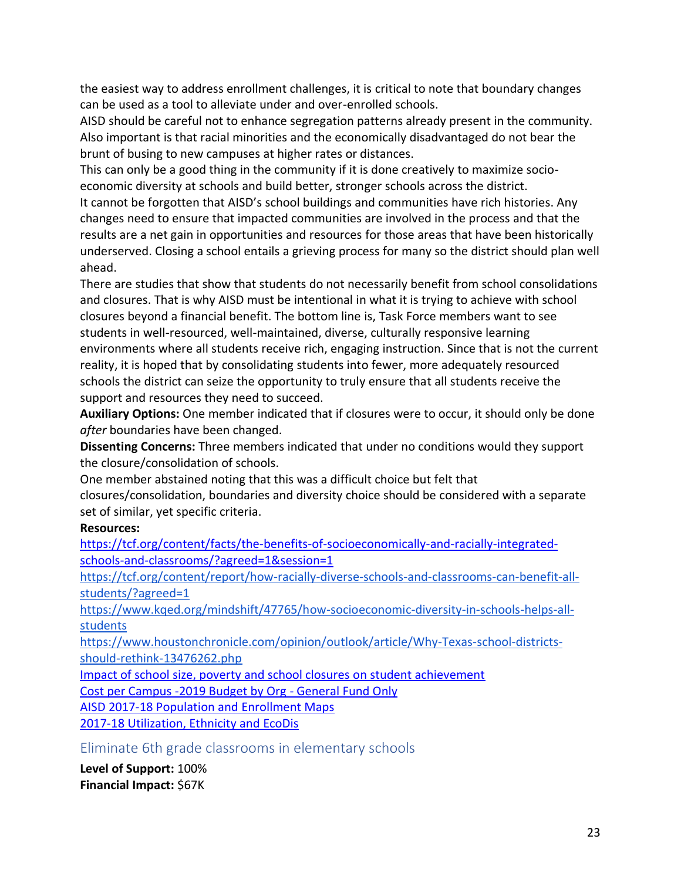the easiest way to address enrollment challenges, it is critical to note that boundary changes can be used as a tool to alleviate under and over-enrolled schools.

AISD should be careful not to enhance segregation patterns already present in the community. Also important is that racial minorities and the economically disadvantaged do not bear the brunt of busing to new campuses at higher rates or distances.

This can only be a good thing in the community if it is done creatively to maximize socio-economic diversity at schools and build better, stronger schools across the district.

It cannot be forgotten that AISD's school buildings and communities have rich histories. Any changes need to ensure that impacted communities are involved in the process and that the results are a net gain in opportunities and resources for those areas that have been historically underserved. Closing a school entails a grieving process for many so the district should plan well ahead.

There are studies that show that students do not necessarily benefit from school consolidations and closures. That is why AISD must be intentional in what it is trying to achieve with school closures beyond a financial benefit. The bottom line is, Task Force members want to see students in well-resourced, well-maintained, diverse, culturally responsive learning environments where all students receive rich, engaging instruction. Since that is not the current reality, it is hoped that by consolidating students into fewer, more adequately resourced schools the district can seize the opportunity to truly ensure that all students receive the support and resources they need to succeed.

**Auxiliary Options:** One member indicated that if closures were to occur, it should only be done *after* boundaries have been changed.

**Dissenting Concerns:** Three members indicated that under no conditions would they support the closure/consolidation of schools.

One member abstained noting that this was a difficult choice but felt that closures/consolidation, boundaries and diversity choice should be considered with a separate set of similar, yet specific criteria.

**Resources:**

https://tcf.org/content/facts/the-benefits-of-socioeconomically-and-racially-integrated-schools-and-classrooms/?agreed=1&session=1

https://tcf.org/content/report/how-racially-diverse-schools-and-classrooms-can-benefit-all-students/?agreed=1

https://www.kqed.org/mindshift/47765/how-socioeconomic-diversity-in-schools-helps-all-students

https://www.houstonchronicle.com/opinion/outlook/article/Why-Texas-school-districts-should-rethink-13476262.php

Impact of school size, poverty and school closures on student achievement

Cost per Campus -2019 Budget by Org - General Fund Only

AISD 2017-18 Population and Enrollment Maps

2017-18 Utilization, Ethnicity and EcoDis

## Eliminate 6th grade classrooms in elementary schools

**Level of Support:** 100%

**Financial Impact:** $67K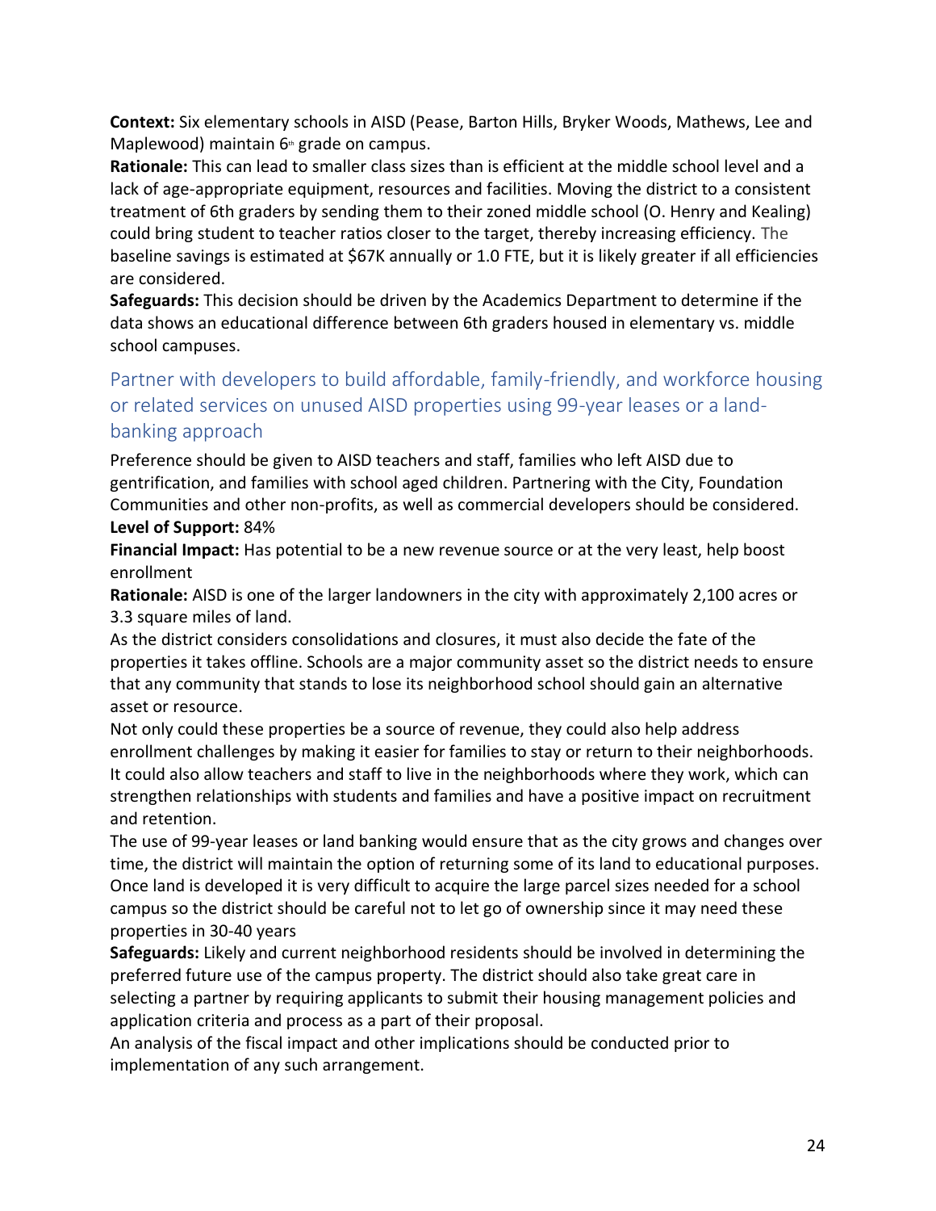**Context:** Six elementary schools in AISD (Pease, Barton Hills, Bryker Woods, Mathews, Lee and Maplewood) maintain 6th grade on campus.

**Rationale:** This can lead to smaller class sizes than is efficient at the middle school level and a lack of age-appropriate equipment, resources and facilities. Moving the district to a consistent treatment of 6th graders by sending them to their zoned middle school (O. Henry and Kealing) could bring student to teacher ratios closer to the target, thereby increasing efficiency. The baseline savings is estimated at $67K annually or 1.0 FTE, but it is likely greater if all efficiencies are considered.

**Safeguards:** This decision should be driven by the Academics Department to determine if the data shows an educational difference between 6th graders housed in elementary vs. middle school campuses.

## Partner with developers to build affordable, family-friendly, and workforce housing or related services on unused AISD properties using 99-year leases or a land-banking approach

Preference should be given to AISD teachers and staff, families who left AISD due to gentrification, and families with school aged children. Partnering with the City, Foundation Communities and other non-profits, as well as commercial developers should be considered.

**Level of Support:** 84%

**Financial Impact:** Has potential to be a new revenue source or at the very least, help boost enrollment

**Rationale:** AISD is one of the larger landowners in the city with approximately 2,100 acres or 3.3 square miles of land.

As the district considers consolidations and closures, it must also decide the fate of the properties it takes offline. Schools are a major community asset so the district needs to ensure that any community that stands to lose its neighborhood school should gain an alternative asset or resource.

Not only could these properties be a source of revenue, they could also help address enrollment challenges by making it easier for families to stay or return to their neighborhoods. It could also allow teachers and staff to live in the neighborhoods where they work, which can strengthen relationships with students and families and have a positive impact on recruitment and retention.

The use of 99-year leases or land banking would ensure that as the city grows and changes over time, the district will maintain the option of returning some of its land to educational purposes. Once land is developed it is very difficult to acquire the large parcel sizes needed for a school campus so the district should be careful not to let go of ownership since it may need these properties in 30-40 years

**Safeguards:** Likely and current neighborhood residents should be involved in determining the preferred future use of the campus property. The district should also take great care in selecting a partner by requiring applicants to submit their housing management policies and application criteria and process as a part of their proposal.

An analysis of the fiscal impact and other implications should be conducted prior to implementation of any such arrangement.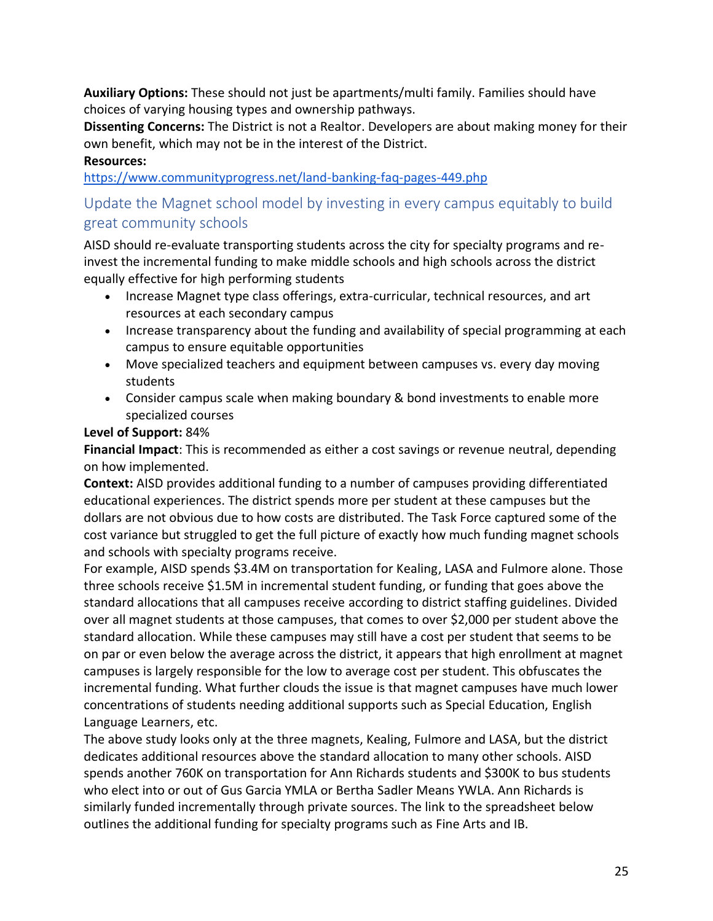**Auxiliary Options:** These should not just be apartments/multi family. Families should have choices of varying housing types and ownership pathways.
**Dissenting Concerns:** The District is not a Realtor. Developers are about making money for their own benefit, which may not be in the interest of the District.
**Resources:**
https://www.communityprogress.net/land-banking-faq-pages-449.php

## Update the Magnet school model by investing in every campus equitably to build great community schools

AISD should re-evaluate transporting students across the city for specialty programs and re-invest the incremental funding to make middle schools and high schools across the district equally effective for high performing students

- Increase Magnet type class offerings, extra-curricular, technical resources, and art resources at each secondary campus
- Increase transparency about the funding and availability of special programming at each campus to ensure equitable opportunities
- Move specialized teachers and equipment between campuses vs. every day moving students
- Consider campus scale when making boundary & bond investments to enable more specialized courses

**Level of Support:** 84%
**Financial Impact**: This is recommended as either a cost savings or revenue neutral, depending on how implemented.
**Context:** AISD provides additional funding to a number of campuses providing differentiated educational experiences. The district spends more per student at these campuses but the dollars are not obvious due to how costs are distributed. The Task Force captured some of the cost variance but struggled to get the full picture of exactly how much funding magnet schools and schools with specialty programs receive.
For example, AISD spends $3.4M on transportation for Kealing, LASA and Fulmore alone. Those three schools receive $1.5M in incremental student funding, or funding that goes above the standard allocations that all campuses receive according to district staffing guidelines. Divided over all magnet students at those campuses, that comes to over $2,000 per student above the standard allocation. While these campuses may still have a cost per student that seems to be on par or even below the average across the district, it appears that high enrollment at magnet campuses is largely responsible for the low to average cost per student. This obfuscates the incremental funding. What further clouds the issue is that magnet campuses have much lower concentrations of students needing additional supports such as Special Education, English Language Learners, etc.
The above study looks only at the three magnets, Kealing, Fulmore and LASA, but the district dedicates additional resources above the standard allocation to many other schools. AISD spends another 760K on transportation for Ann Richards students and $300K to bus students who elect into or out of Gus Garcia YMLA or Bertha Sadler Means YWLA. Ann Richards is similarly funded incrementally through private sources. The link to the spreadsheet below outlines the additional funding for specialty programs such as Fine Arts and IB.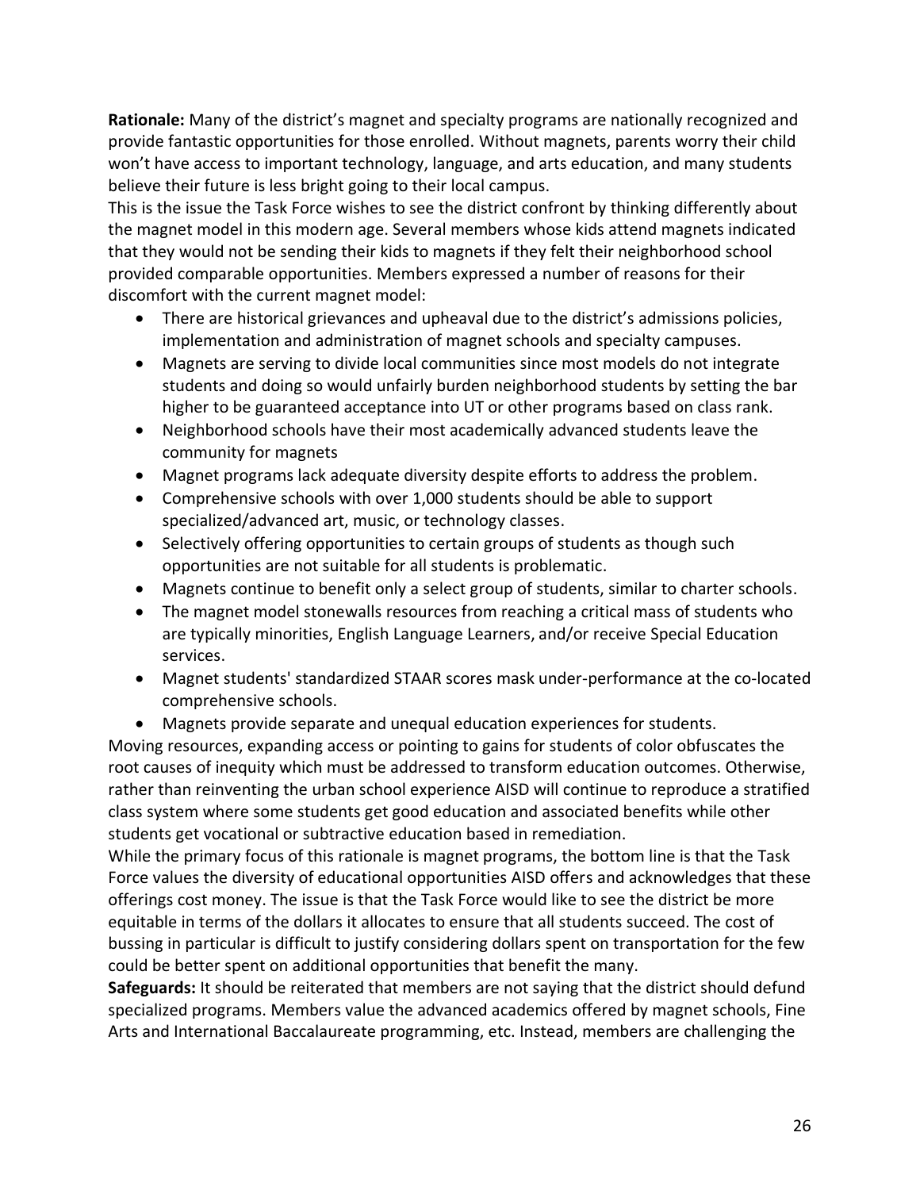**Rationale:** Many of the district's magnet and specialty programs are nationally recognized and provide fantastic opportunities for those enrolled. Without magnets, parents worry their child won't have access to important technology, language, and arts education, and many students believe their future is less bright going to their local campus.

This is the issue the Task Force wishes to see the district confront by thinking differently about the magnet model in this modern age. Several members whose kids attend magnets indicated that they would not be sending their kids to magnets if they felt their neighborhood school provided comparable opportunities. Members expressed a number of reasons for their discomfort with the current magnet model:

- There are historical grievances and upheaval due to the district's admissions policies, implementation and administration of magnet schools and specialty campuses.
- Magnets are serving to divide local communities since most models do not integrate students and doing so would unfairly burden neighborhood students by setting the bar higher to be guaranteed acceptance into UT or other programs based on class rank.
- Neighborhood schools have their most academically advanced students leave the community for magnets
- Magnet programs lack adequate diversity despite efforts to address the problem.
- Comprehensive schools with over 1,000 students should be able to support specialized/advanced art, music, or technology classes.
- Selectively offering opportunities to certain groups of students as though such opportunities are not suitable for all students is problematic.
- Magnets continue to benefit only a select group of students, similar to charter schools.
- The magnet model stonewalls resources from reaching a critical mass of students who are typically minorities, English Language Learners, and/or receive Special Education services.
- Magnet students' standardized STAAR scores mask under-performance at the co-located comprehensive schools.
- Magnets provide separate and unequal education experiences for students.

Moving resources, expanding access or pointing to gains for students of color obfuscates the root causes of inequity which must be addressed to transform education outcomes. Otherwise, rather than reinventing the urban school experience AISD will continue to reproduce a stratified class system where some students get good education and associated benefits while other students get vocational or subtractive education based in remediation.

While the primary focus of this rationale is magnet programs, the bottom line is that the Task Force values the diversity of educational opportunities AISD offers and acknowledges that these offerings cost money. The issue is that the Task Force would like to see the district be more equitable in terms of the dollars it allocates to ensure that all students succeed. The cost of bussing in particular is difficult to justify considering dollars spent on transportation for the few could be better spent on additional opportunities that benefit the many.

**Safeguards:** It should be reiterated that members are not saying that the district should defund specialized programs. Members value the advanced academics offered by magnet schools, Fine Arts and International Baccalaureate programming, etc. Instead, members are challenging the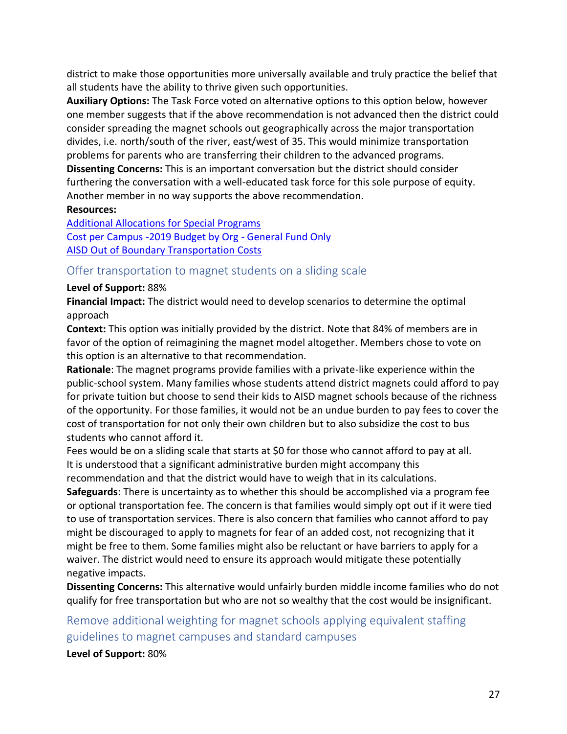district to make those opportunities more universally available and truly practice the belief that all students have the ability to thrive given such opportunities.

**Auxiliary Options:** The Task Force voted on alternative options to this option below, however one member suggests that if the above recommendation is not advanced then the district could consider spreading the magnet schools out geographically across the major transportation divides, i.e. north/south of the river, east/west of 35. This would minimize transportation problems for parents who are transferring their children to the advanced programs.

**Dissenting Concerns:** This is an important conversation but the district should consider furthering the conversation with a well-educated task force for this sole purpose of equity. Another member in no way supports the above recommendation.

**Resources:**

Additional Allocations for Special Programs
Cost per Campus -2019 Budget by Org - General Fund Only
AISD Out of Boundary Transportation Costs

## Offer transportation to magnet students on a sliding scale

**Level of Support:** 88%

**Financial Impact:** The district would need to develop scenarios to determine the optimal approach

**Context:** This option was initially provided by the district. Note that 84% of members are in favor of the option of reimagining the magnet model altogether. Members chose to vote on this option is an alternative to that recommendation.

**Rationale**: The magnet programs provide families with a private-like experience within the public-school system. Many families whose students attend district magnets could afford to pay for private tuition but choose to send their kids to AISD magnet schools because of the richness of the opportunity. For those families, it would not be an undue burden to pay fees to cover the cost of transportation for not only their own children but to also subsidize the cost to bus students who cannot afford it.

Fees would be on a sliding scale that starts at $0 for those who cannot afford to pay at all. It is understood that a significant administrative burden might accompany this recommendation and that the district would have to weigh that in its calculations.

**Safeguards**: There is uncertainty as to whether this should be accomplished via a program fee or optional transportation fee. The concern is that families would simply opt out if it were tied to use of transportation services. There is also concern that families who cannot afford to pay might be discouraged to apply to magnets for fear of an added cost, not recognizing that it might be free to them. Some families might also be reluctant or have barriers to apply for a waiver. The district would need to ensure its approach would mitigate these potentially negative impacts.

**Dissenting Concerns:** This alternative would unfairly burden middle income families who do not qualify for free transportation but who are not so wealthy that the cost would be insignificant.

## Remove additional weighting for magnet schools applying equivalent staffing guidelines to magnet campuses and standard campuses

**Level of Support:** 80%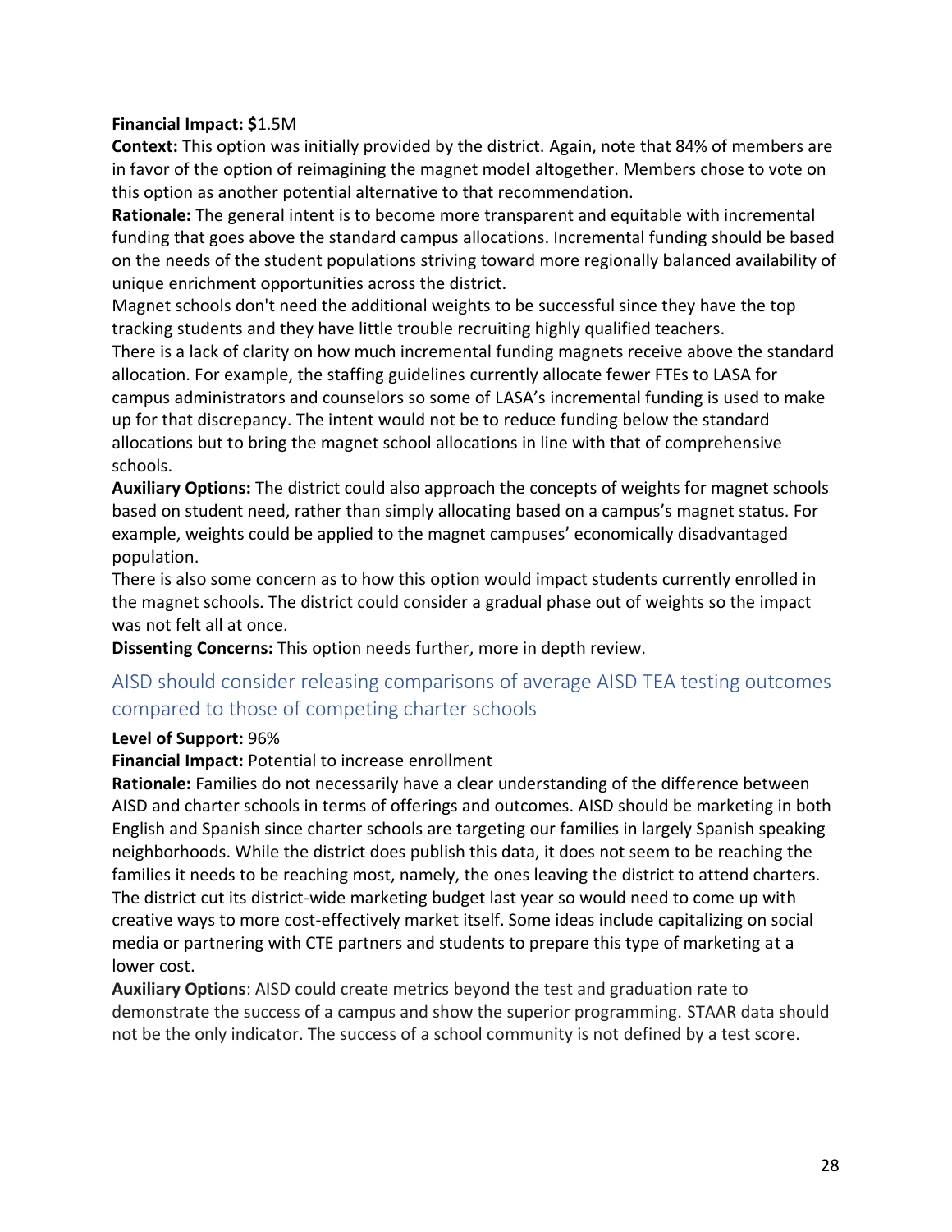**Financial Impact:** $1.5M

**Context:** This option was initially provided by the district. Again, note that 84% of members are in favor of the option of reimagining the magnet model altogether. Members chose to vote on this option as another potential alternative to that recommendation.

**Rationale:** The general intent is to become more transparent and equitable with incremental funding that goes above the standard campus allocations. Incremental funding should be based on the needs of the student populations striving toward more regionally balanced availability of unique enrichment opportunities across the district.

Magnet schools don't need the additional weights to be successful since they have the top tracking students and they have little trouble recruiting highly qualified teachers.

There is a lack of clarity on how much incremental funding magnets receive above the standard allocation. For example, the staffing guidelines currently allocate fewer FTEs to LASA for campus administrators and counselors so some of LASA's incremental funding is used to make up for that discrepancy. The intent would not be to reduce funding below the standard allocations but to bring the magnet school allocations in line with that of comprehensive schools.

**Auxiliary Options:** The district could also approach the concepts of weights for magnet schools based on student need, rather than simply allocating based on a campus's magnet status. For example, weights could be applied to the magnet campuses' economically disadvantaged population.

There is also some concern as to how this option would impact students currently enrolled in the magnet schools. The district could consider a gradual phase out of weights so the impact was not felt all at once.

**Dissenting Concerns:** This option needs further, more in depth review.

## AISD should consider releasing comparisons of average AISD TEA testing outcomes compared to those of competing charter schools

**Level of Support:** 96%

**Financial Impact:** Potential to increase enrollment

**Rationale:** Families do not necessarily have a clear understanding of the difference between AISD and charter schools in terms of offerings and outcomes. AISD should be marketing in both English and Spanish since charter schools are targeting our families in largely Spanish speaking neighborhoods. While the district does publish this data, it does not seem to be reaching the families it needs to be reaching most, namely, the ones leaving the district to attend charters. The district cut its district-wide marketing budget last year so would need to come up with creative ways to more cost-effectively market itself. Some ideas include capitalizing on social media or partnering with CTE partners and students to prepare this type of marketing at a lower cost.

**Auxiliary Options**: AISD could create metrics beyond the test and graduation rate to demonstrate the success of a campus and show the superior programming. STAAR data should not be the only indicator. The success of a school community is not defined by a test score.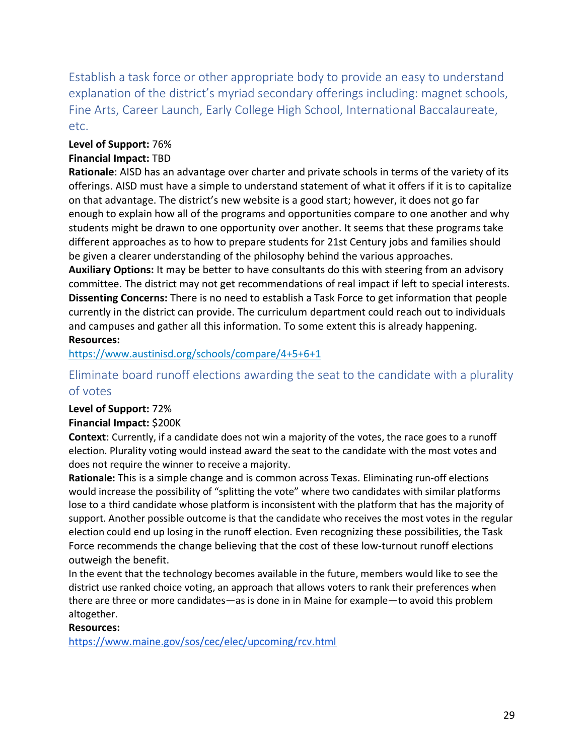### Establish a task force or other appropriate body to provide an easy to understand explanation of the district's myriad secondary offerings including: magnet schools, Fine Arts, Career Launch, Early College High School, International Baccalaureate, etc.

**Level of Support:** 76%
**Financial Impact:** TBD
**Rationale**: AISD has an advantage over charter and private schools in terms of the variety of its offerings. AISD must have a simple to understand statement of what it offers if it is to capitalize on that advantage. The district's new website is a good start; however, it does not go far enough to explain how all of the programs and opportunities compare to one another and why students might be drawn to one opportunity over another. It seems that these programs take different approaches as to how to prepare students for 21st Century jobs and families should be given a clearer understanding of the philosophy behind the various approaches.
**Auxiliary Options:** It may be better to have consultants do this with steering from an advisory committee. The district may not get recommendations of real impact if left to special interests.
**Dissenting Concerns:** There is no need to establish a Task Force to get information that people currently in the district can provide. The curriculum department could reach out to individuals and campuses and gather all this information. To some extent this is already happening.
**Resources:**
https://www.austinisd.org/schools/compare/4+5+6+1

### Eliminate board runoff elections awarding the seat to the candidate with a plurality of votes

**Level of Support:** 72%
**Financial Impact:** $200K
**Context**: Currently, if a candidate does not win a majority of the votes, the race goes to a runoff election. Plurality voting would instead award the seat to the candidate with the most votes and does not require the winner to receive a majority.
**Rationale:** This is a simple change and is common across Texas. Eliminating run-off elections would increase the possibility of "splitting the vote" where two candidates with similar platforms lose to a third candidate whose platform is inconsistent with the platform that has the majority of support. Another possible outcome is that the candidate who receives the most votes in the regular election could end up losing in the runoff election. Even recognizing these possibilities, the Task Force recommends the change believing that the cost of these low-turnout runoff elections outweigh the benefit.
In the event that the technology becomes available in the future, members would like to see the district use ranked choice voting, an approach that allows voters to rank their preferences when there are three or more candidates—as is done in in Maine for example—to avoid this problem altogether.
**Resources:**
https://www.maine.gov/sos/cec/elec/upcoming/rcv.html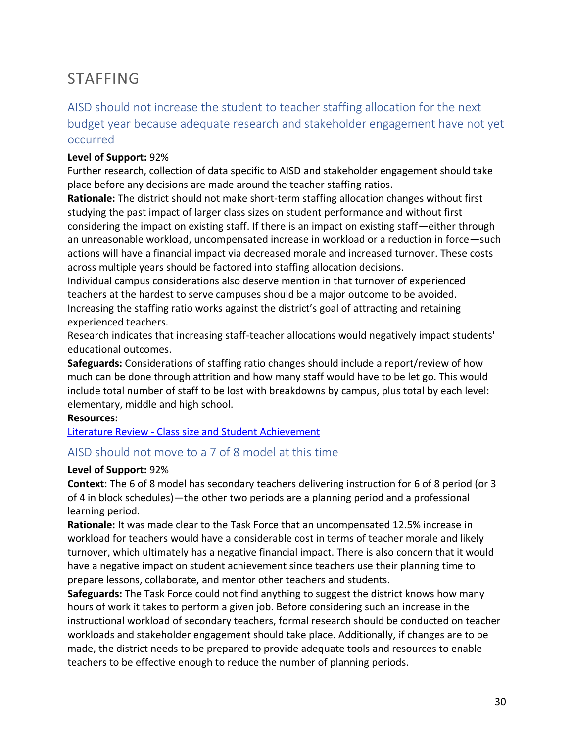# STAFFING

## AISD should not increase the student to teacher staffing allocation for the next budget year because adequate research and stakeholder engagement have not yet occurred

**Level of Support:** 92%

Further research, collection of data specific to AISD and stakeholder engagement should take place before any decisions are made around the teacher staffing ratios.

**Rationale:** The district should not make short-term staffing allocation changes without first studying the past impact of larger class sizes on student performance and without first considering the impact on existing staff. If there is an impact on existing staff—either through an unreasonable workload, uncompensated increase in workload or a reduction in force—such actions will have a financial impact via decreased morale and increased turnover. These costs across multiple years should be factored into staffing allocation decisions.

Individual campus considerations also deserve mention in that turnover of experienced teachers at the hardest to serve campuses should be a major outcome to be avoided. Increasing the staffing ratio works against the district's goal of attracting and retaining experienced teachers.

Research indicates that increasing staff-teacher allocations would negatively impact students' educational outcomes.

**Safeguards:** Considerations of staffing ratio changes should include a report/review of how much can be done through attrition and how many staff would have to be let go. This would include total number of staff to be lost with breakdowns by campus, plus total by each level: elementary, middle and high school.

**Resources:**

Literature Review - Class size and Student Achievement

## AISD should not move to a 7 of 8 model at this time

**Level of Support:** 92%

**Context**: The 6 of 8 model has secondary teachers delivering instruction for 6 of 8 period (or 3 of 4 in block schedules)—the other two periods are a planning period and a professional learning period.

**Rationale:** It was made clear to the Task Force that an uncompensated 12.5% increase in workload for teachers would have a considerable cost in terms of teacher morale and likely turnover, which ultimately has a negative financial impact. There is also concern that it would have a negative impact on student achievement since teachers use their planning time to prepare lessons, collaborate, and mentor other teachers and students.

**Safeguards:** The Task Force could not find anything to suggest the district knows how many hours of work it takes to perform a given job. Before considering such an increase in the instructional workload of secondary teachers, formal research should be conducted on teacher workloads and stakeholder engagement should take place. Additionally, if changes are to be made, the district needs to be prepared to provide adequate tools and resources to enable teachers to be effective enough to reduce the number of planning periods.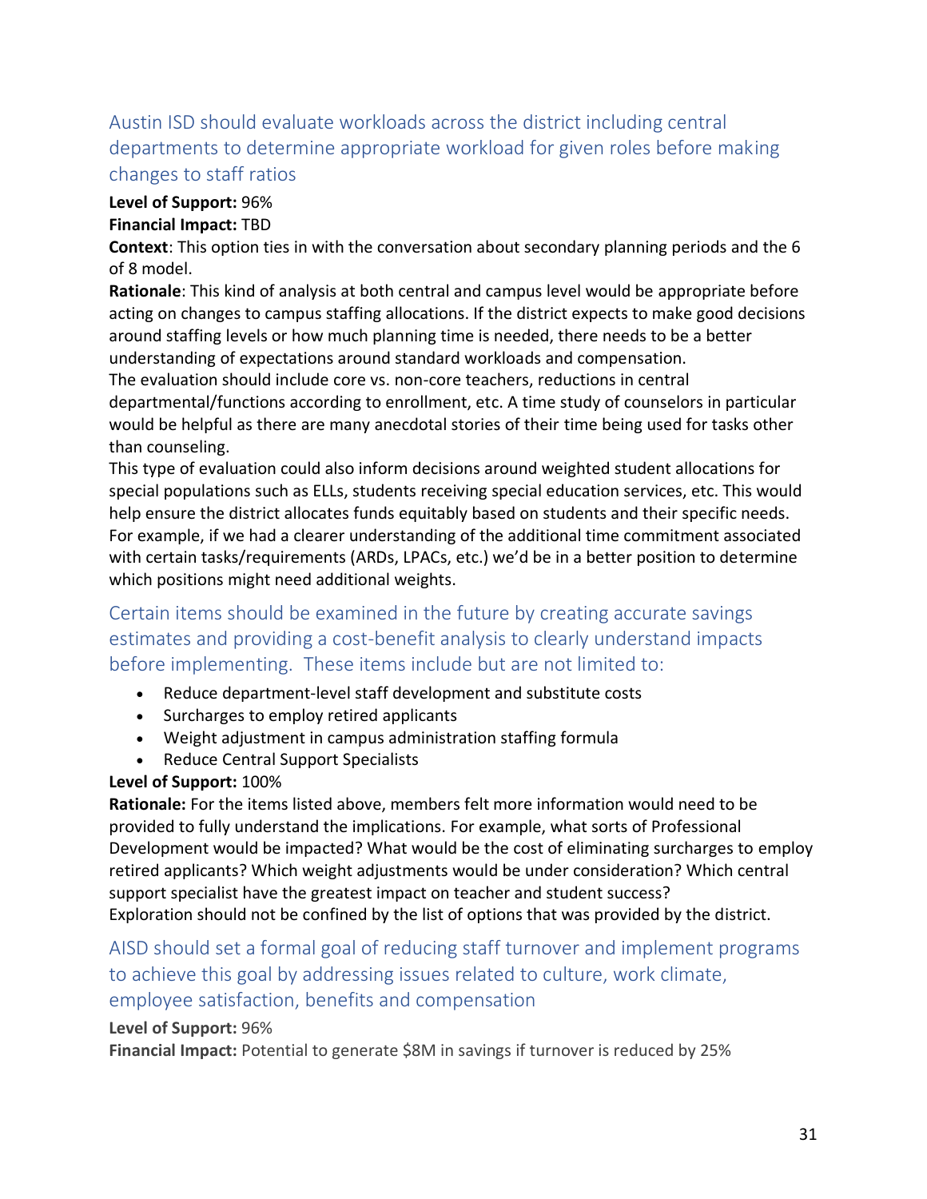## Austin ISD should evaluate workloads across the district including central departments to determine appropriate workload for given roles before making changes to staff ratios

**Level of Support:** 96%
**Financial Impact:** TBD
**Context**: This option ties in with the conversation about secondary planning periods and the 6 of 8 model.
**Rationale**: This kind of analysis at both central and campus level would be appropriate before acting on changes to campus staffing allocations. If the district expects to make good decisions around staffing levels or how much planning time is needed, there needs to be a better understanding of expectations around standard workloads and compensation.
The evaluation should include core vs. non-core teachers, reductions in central departmental/functions according to enrollment, etc. A time study of counselors in particular would be helpful as there are many anecdotal stories of their time being used for tasks other than counseling.
This type of evaluation could also inform decisions around weighted student allocations for special populations such as ELLs, students receiving special education services, etc. This would help ensure the district allocates funds equitably based on students and their specific needs. For example, if we had a clearer understanding of the additional time commitment associated with certain tasks/requirements (ARDs, LPACs, etc.) we'd be in a better position to determine which positions might need additional weights.

## Certain items should be examined in the future by creating accurate savings estimates and providing a cost-benefit analysis to clearly understand impacts before implementing. These items include but are not limited to:

- Reduce department-level staff development and substitute costs
- Surcharges to employ retired applicants
- Weight adjustment in campus administration staffing formula
- Reduce Central Support Specialists

**Level of Support:** 100%
**Rationale:** For the items listed above, members felt more information would need to be provided to fully understand the implications. For example, what sorts of Professional Development would be impacted? What would be the cost of eliminating surcharges to employ retired applicants? Which weight adjustments would be under consideration? Which central support specialist have the greatest impact on teacher and student success?
Exploration should not be confined by the list of options that was provided by the district.

## AISD should set a formal goal of reducing staff turnover and implement programs to achieve this goal by addressing issues related to culture, work climate, employee satisfaction, benefits and compensation

**Level of Support:** 96%
**Financial Impact:** Potential to generate $8M in savings if turnover is reduced by 25%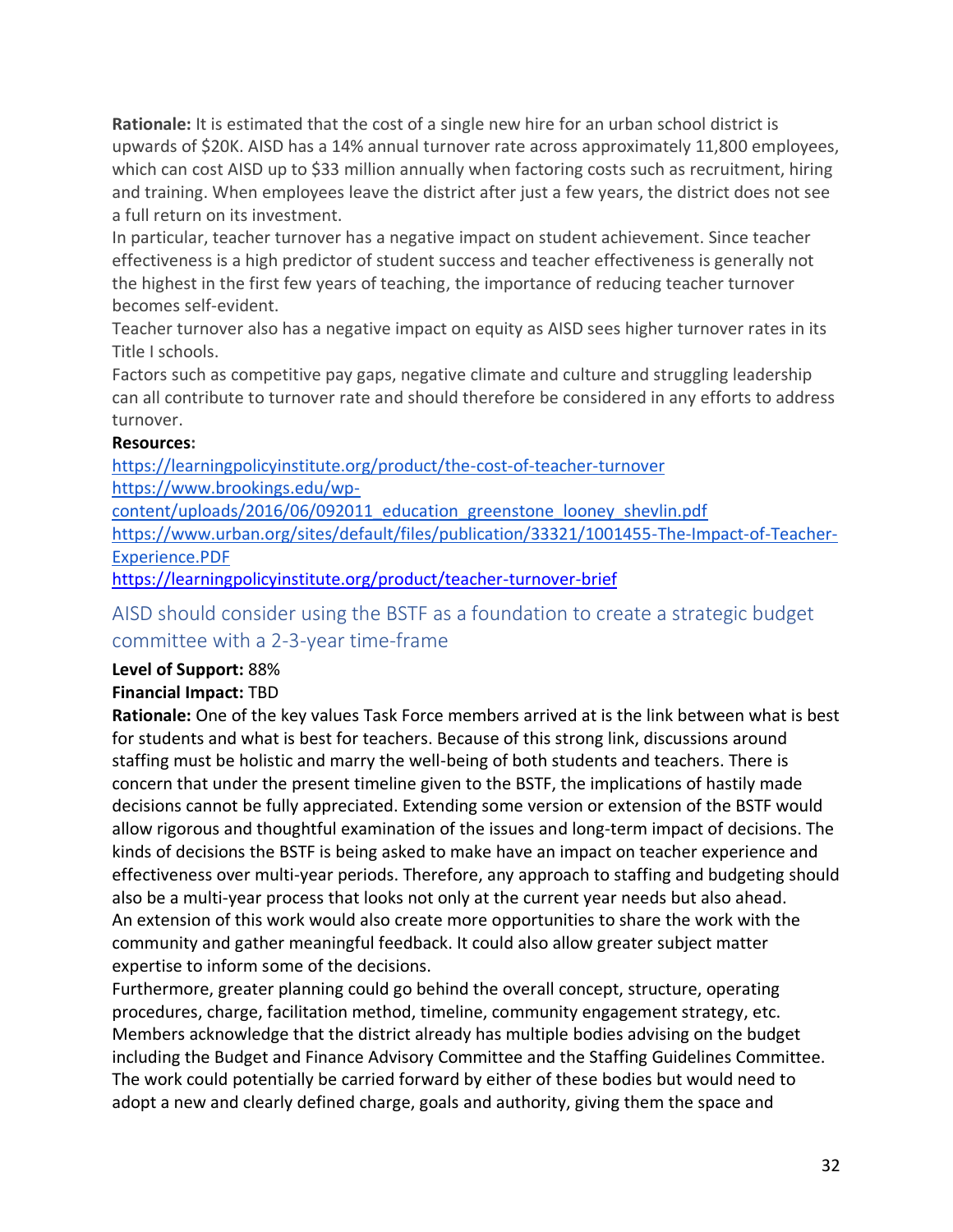**Rationale:** It is estimated that the cost of a single new hire for an urban school district is upwards of $20K. AISD has a 14% annual turnover rate across approximately 11,800 employees, which can cost AISD up to $33 million annually when factoring costs such as recruitment, hiring and training. When employees leave the district after just a few years, the district does not see a full return on its investment.

In particular, teacher turnover has a negative impact on student achievement. Since teacher effectiveness is a high predictor of student success and teacher effectiveness is generally not the highest in the first few years of teaching, the importance of reducing teacher turnover becomes self-evident.

Teacher turnover also has a negative impact on equity as AISD sees higher turnover rates in its Title I schools.

Factors such as competitive pay gaps, negative climate and culture and struggling leadership can all contribute to turnover rate and should therefore be considered in any efforts to address turnover.

**Resources:**

https://learningpolicyinstitute.org/product/the-cost-of-teacher-turnover
https://www.brookings.edu/wp-content/uploads/2016/06/092011_education_greenstone_looney_shevlin.pdf
https://www.urban.org/sites/default/files/publication/33321/1001455-The-Impact-of-Teacher-Experience.PDF
https://learningpolicyinstitute.org/product/teacher-turnover-brief

## AISD should consider using the BSTF as a foundation to create a strategic budget committee with a 2-3-year time-frame

**Level of Support:** 88%

**Financial Impact:** TBD

**Rationale:** One of the key values Task Force members arrived at is the link between what is best for students and what is best for teachers. Because of this strong link, discussions around staffing must be holistic and marry the well-being of both students and teachers. There is concern that under the present timeline given to the BSTF, the implications of hastily made decisions cannot be fully appreciated. Extending some version or extension of the BSTF would allow rigorous and thoughtful examination of the issues and long-term impact of decisions. The kinds of decisions the BSTF is being asked to make have an impact on teacher experience and effectiveness over multi-year periods. Therefore, any approach to staffing and budgeting should also be a multi-year process that looks not only at the current year needs but also ahead.

An extension of this work would also create more opportunities to share the work with the community and gather meaningful feedback. It could also allow greater subject matter expertise to inform some of the decisions.

Furthermore, greater planning could go behind the overall concept, structure, operating procedures, charge, facilitation method, timeline, community engagement strategy, etc.

Members acknowledge that the district already has multiple bodies advising on the budget including the Budget and Finance Advisory Committee and the Staffing Guidelines Committee. The work could potentially be carried forward by either of these bodies but would need to adopt a new and clearly defined charge, goals and authority, giving them the space and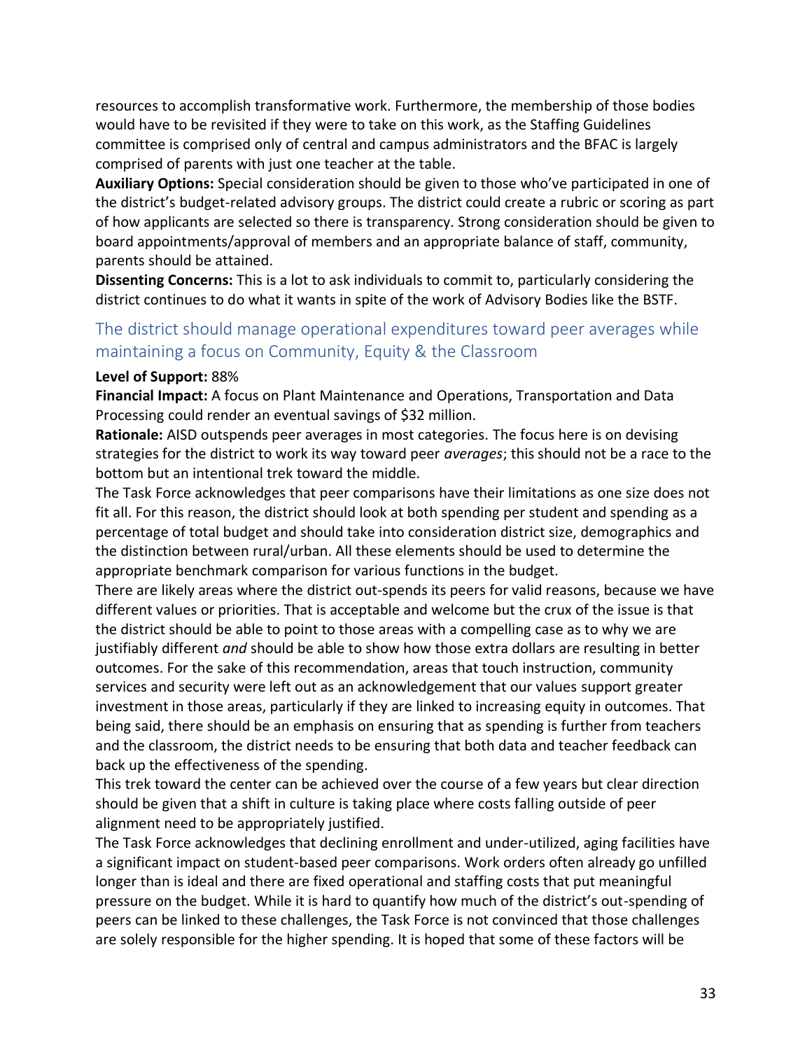resources to accomplish transformative work. Furthermore, the membership of those bodies would have to be revisited if they were to take on this work, as the Staffing Guidelines committee is comprised only of central and campus administrators and the BFAC is largely comprised of parents with just one teacher at the table.

**Auxiliary Options:** Special consideration should be given to those who've participated in one of the district's budget-related advisory groups. The district could create a rubric or scoring as part of how applicants are selected so there is transparency. Strong consideration should be given to board appointments/approval of members and an appropriate balance of staff, community, parents should be attained.

**Dissenting Concerns:** This is a lot to ask individuals to commit to, particularly considering the district continues to do what it wants in spite of the work of Advisory Bodies like the BSTF.

## The district should manage operational expenditures toward peer averages while maintaining a focus on Community, Equity & the Classroom

**Level of Support:** 88%

**Financial Impact:** A focus on Plant Maintenance and Operations, Transportation and Data Processing could render an eventual savings of $32 million.

**Rationale:** AISD outspends peer averages in most categories. The focus here is on devising strategies for the district to work its way toward peer *averages*; this should not be a race to the bottom but an intentional trek toward the middle.

The Task Force acknowledges that peer comparisons have their limitations as one size does not fit all. For this reason, the district should look at both spending per student and spending as a percentage of total budget and should take into consideration district size, demographics and the distinction between rural/urban. All these elements should be used to determine the appropriate benchmark comparison for various functions in the budget.

There are likely areas where the district out-spends its peers for valid reasons, because we have different values or priorities. That is acceptable and welcome but the crux of the issue is that the district should be able to point to those areas with a compelling case as to why we are justifiably different *and* should be able to show how those extra dollars are resulting in better outcomes. For the sake of this recommendation, areas that touch instruction, community services and security were left out as an acknowledgement that our values support greater investment in those areas, particularly if they are linked to increasing equity in outcomes. That being said, there should be an emphasis on ensuring that as spending is further from teachers and the classroom, the district needs to be ensuring that both data and teacher feedback can back up the effectiveness of the spending.

This trek toward the center can be achieved over the course of a few years but clear direction should be given that a shift in culture is taking place where costs falling outside of peer alignment need to be appropriately justified.

The Task Force acknowledges that declining enrollment and under-utilized, aging facilities have a significant impact on student-based peer comparisons. Work orders often already go unfilled longer than is ideal and there are fixed operational and staffing costs that put meaningful pressure on the budget. While it is hard to quantify how much of the district's out-spending of peers can be linked to these challenges, the Task Force is not convinced that those challenges are solely responsible for the higher spending. It is hoped that some of these factors will be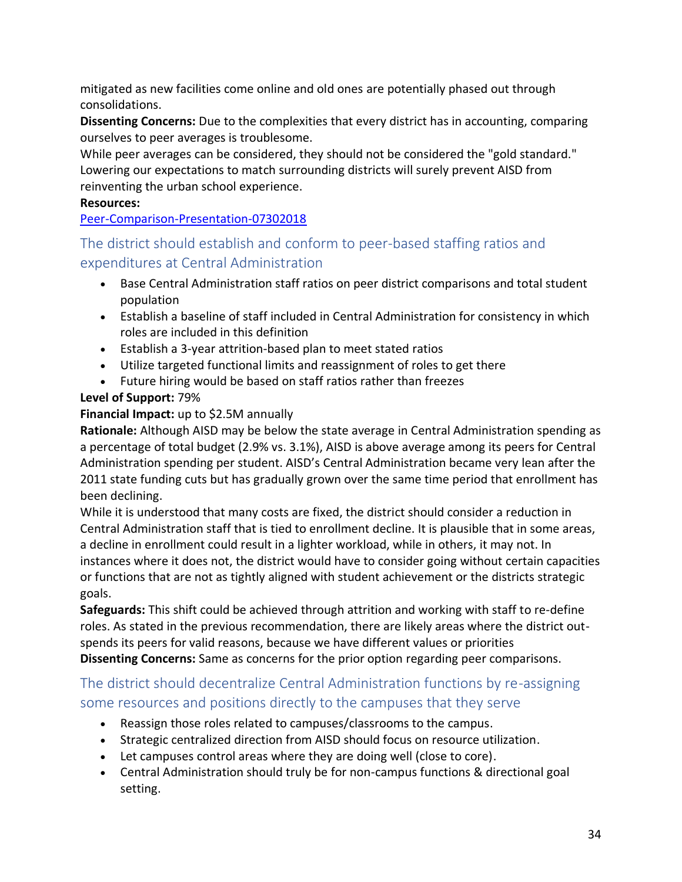mitigated as new facilities come online and old ones are potentially phased out through consolidations.

**Dissenting Concerns:** Due to the complexities that every district has in accounting, comparing ourselves to peer averages is troublesome.

While peer averages can be considered, they should not be considered the "gold standard." Lowering our expectations to match surrounding districts will surely prevent AISD from reinventing the urban school experience.

**Resources:**

Peer-Comparison-Presentation-07302018

### The district should establish and conform to peer-based staffing ratios and expenditures at Central Administration

- Base Central Administration staff ratios on peer district comparisons and total student population
- Establish a baseline of staff included in Central Administration for consistency in which roles are included in this definition
- Establish a 3-year attrition-based plan to meet stated ratios
- Utilize targeted functional limits and reassignment of roles to get there
- Future hiring would be based on staff ratios rather than freezes

**Level of Support:** 79%

**Financial Impact:** up to $2.5M annually

**Rationale:** Although AISD may be below the state average in Central Administration spending as a percentage of total budget (2.9% vs. 3.1%), AISD is above average among its peers for Central Administration spending per student. AISD's Central Administration became very lean after the 2011 state funding cuts but has gradually grown over the same time period that enrollment has been declining.

While it is understood that many costs are fixed, the district should consider a reduction in Central Administration staff that is tied to enrollment decline. It is plausible that in some areas, a decline in enrollment could result in a lighter workload, while in others, it may not. In instances where it does not, the district would have to consider going without certain capacities or functions that are not as tightly aligned with student achievement or the districts strategic goals.

**Safeguards:** This shift could be achieved through attrition and working with staff to re-define roles. As stated in the previous recommendation, there are likely areas where the district out-spends its peers for valid reasons, because we have different values or priorities

**Dissenting Concerns:** Same as concerns for the prior option regarding peer comparisons.

### The district should decentralize Central Administration functions by re-assigning some resources and positions directly to the campuses that they serve

- Reassign those roles related to campuses/classrooms to the campus.
- Strategic centralized direction from AISD should focus on resource utilization.
- Let campuses control areas where they are doing well (close to core).
- Central Administration should truly be for non-campus functions & directional goal setting.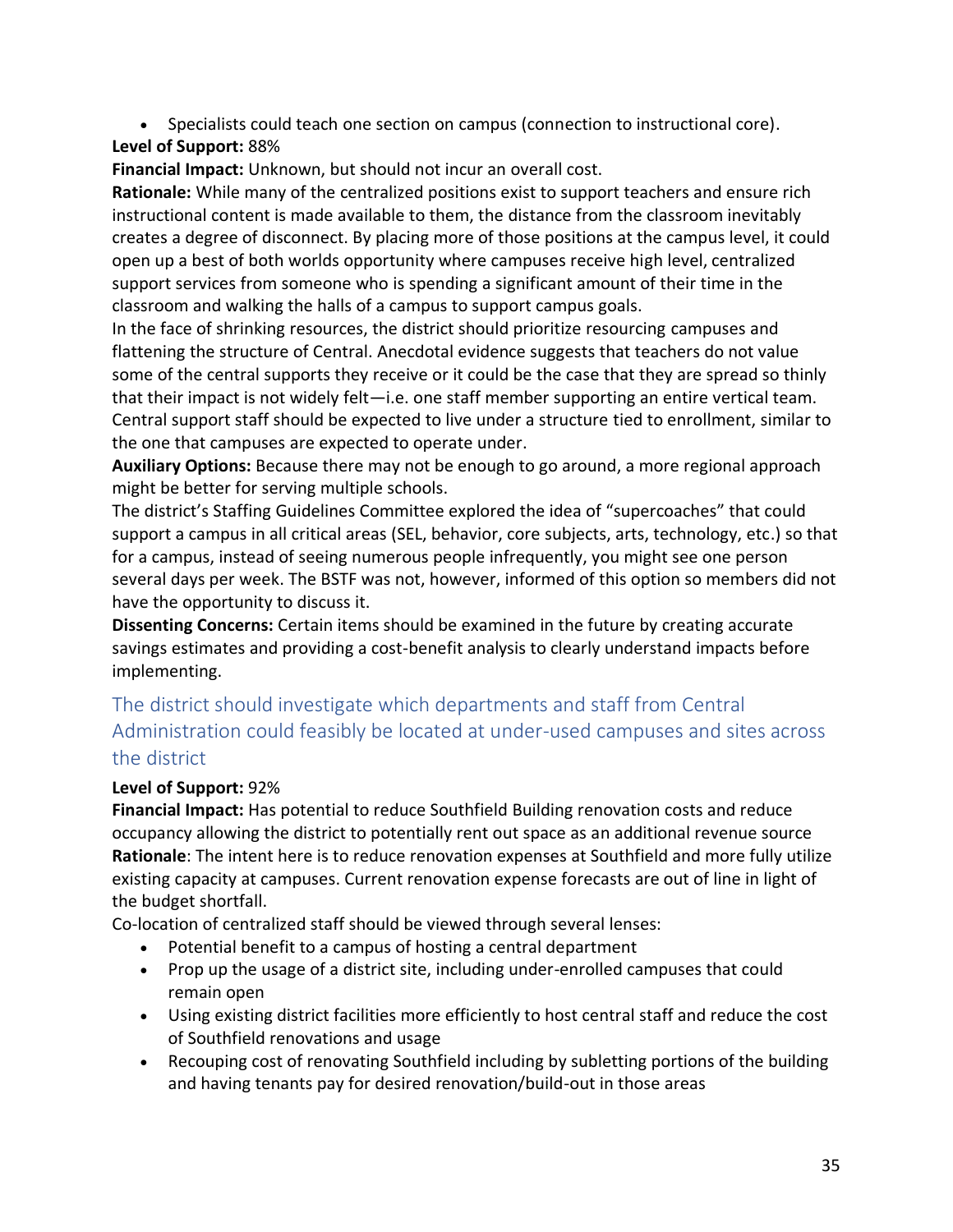- Specialists could teach one section on campus (connection to instructional core).

**Level of Support:** 88%

**Financial Impact:** Unknown, but should not incur an overall cost.

**Rationale:** While many of the centralized positions exist to support teachers and ensure rich instructional content is made available to them, the distance from the classroom inevitably creates a degree of disconnect. By placing more of those positions at the campus level, it could open up a best of both worlds opportunity where campuses receive high level, centralized support services from someone who is spending a significant amount of their time in the classroom and walking the halls of a campus to support campus goals.

In the face of shrinking resources, the district should prioritize resourcing campuses and flattening the structure of Central. Anecdotal evidence suggests that teachers do not value some of the central supports they receive or it could be the case that they are spread so thinly that their impact is not widely felt—i.e. one staff member supporting an entire vertical team. Central support staff should be expected to live under a structure tied to enrollment, similar to the one that campuses are expected to operate under.

**Auxiliary Options:** Because there may not be enough to go around, a more regional approach might be better for serving multiple schools.

The district's Staffing Guidelines Committee explored the idea of "supercoaches" that could support a campus in all critical areas (SEL, behavior, core subjects, arts, technology, etc.) so that for a campus, instead of seeing numerous people infrequently, you might see one person several days per week. The BSTF was not, however, informed of this option so members did not have the opportunity to discuss it.

**Dissenting Concerns:** Certain items should be examined in the future by creating accurate savings estimates and providing a cost-benefit analysis to clearly understand impacts before implementing.

## The district should investigate which departments and staff from Central Administration could feasibly be located at under-used campuses and sites across the district

**Level of Support:** 92%

**Financial Impact:** Has potential to reduce Southfield Building renovation costs and reduce occupancy allowing the district to potentially rent out space as an additional revenue source

**Rationale**: The intent here is to reduce renovation expenses at Southfield and more fully utilize existing capacity at campuses. Current renovation expense forecasts are out of line in light of the budget shortfall.

Co-location of centralized staff should be viewed through several lenses:

- Potential benefit to a campus of hosting a central department
- Prop up the usage of a district site, including under-enrolled campuses that could remain open
- Using existing district facilities more efficiently to host central staff and reduce the cost of Southfield renovations and usage
- Recouping cost of renovating Southfield including by subletting portions of the building and having tenants pay for desired renovation/build-out in those areas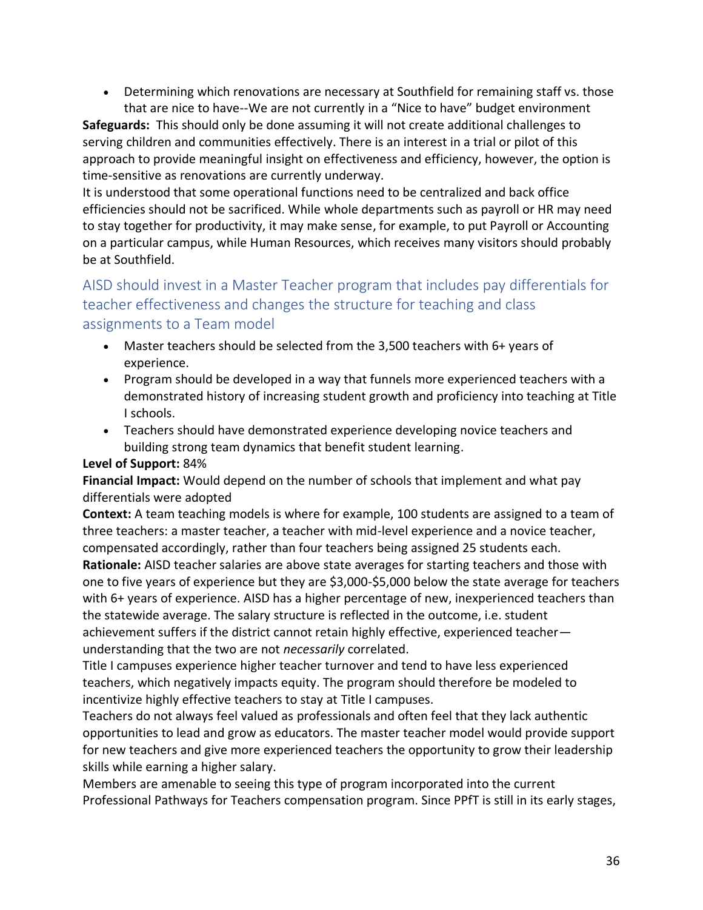- Determining which renovations are necessary at Southfield for remaining staff vs. those that are nice to have--We are not currently in a "Nice to have" budget environment

**Safeguards:** This should only be done assuming it will not create additional challenges to serving children and communities effectively. There is an interest in a trial or pilot of this approach to provide meaningful insight on effectiveness and efficiency, however, the option is time-sensitive as renovations are currently underway.

It is understood that some operational functions need to be centralized and back office efficiencies should not be sacrificed. While whole departments such as payroll or HR may need to stay together for productivity, it may make sense, for example, to put Payroll or Accounting on a particular campus, while Human Resources, which receives many visitors should probably be at Southfield.

## AISD should invest in a Master Teacher program that includes pay differentials for teacher effectiveness and changes the structure for teaching and class assignments to a Team model

- Master teachers should be selected from the 3,500 teachers with 6+ years of experience.
- Program should be developed in a way that funnels more experienced teachers with a demonstrated history of increasing student growth and proficiency into teaching at Title I schools.
- Teachers should have demonstrated experience developing novice teachers and building strong team dynamics that benefit student learning.

**Level of Support:** 84%

**Financial Impact:** Would depend on the number of schools that implement and what pay differentials were adopted

**Context:** A team teaching models is where for example, 100 students are assigned to a team of three teachers: a master teacher, a teacher with mid-level experience and a novice teacher, compensated accordingly, rather than four teachers being assigned 25 students each.

**Rationale:** AISD teacher salaries are above state averages for starting teachers and those with one to five years of experience but they are $3,000-$5,000 below the state average for teachers with 6+ years of experience. AISD has a higher percentage of new, inexperienced teachers than the statewide average. The salary structure is reflected in the outcome, i.e. student achievement suffers if the district cannot retain highly effective, experienced teacher—understanding that the two are not *necessarily* correlated.

Title I campuses experience higher teacher turnover and tend to have less experienced teachers, which negatively impacts equity. The program should therefore be modeled to incentivize highly effective teachers to stay at Title I campuses.

Teachers do not always feel valued as professionals and often feel that they lack authentic opportunities to lead and grow as educators. The master teacher model would provide support for new teachers and give more experienced teachers the opportunity to grow their leadership skills while earning a higher salary.

Members are amenable to seeing this type of program incorporated into the current Professional Pathways for Teachers compensation program. Since PPfT is still in its early stages,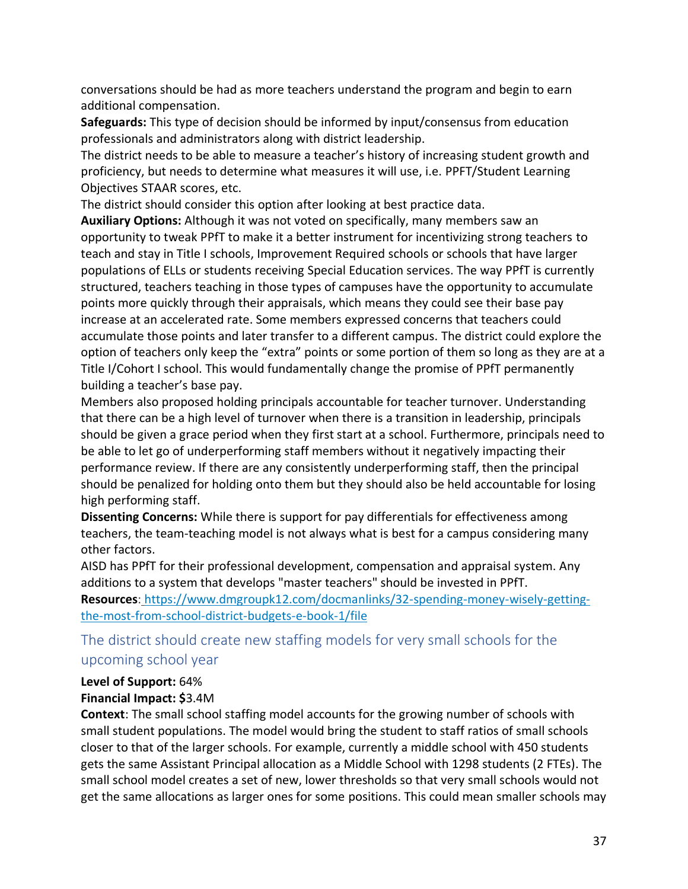conversations should be had as more teachers understand the program and begin to earn additional compensation.

**Safeguards:** This type of decision should be informed by input/consensus from education professionals and administrators along with district leadership.

The district needs to be able to measure a teacher's history of increasing student growth and proficiency, but needs to determine what measures it will use, i.e. PPFT/Student Learning Objectives STAAR scores, etc.

The district should consider this option after looking at best practice data.

**Auxiliary Options:** Although it was not voted on specifically, many members saw an opportunity to tweak PPfT to make it a better instrument for incentivizing strong teachers to teach and stay in Title I schools, Improvement Required schools or schools that have larger populations of ELLs or students receiving Special Education services. The way PPfT is currently structured, teachers teaching in those types of campuses have the opportunity to accumulate points more quickly through their appraisals, which means they could see their base pay increase at an accelerated rate. Some members expressed concerns that teachers could accumulate those points and later transfer to a different campus. The district could explore the option of teachers only keep the "extra" points or some portion of them so long as they are at a Title I/Cohort I school. This would fundamentally change the promise of PPfT permanently building a teacher's base pay.

Members also proposed holding principals accountable for teacher turnover. Understanding that there can be a high level of turnover when there is a transition in leadership, principals should be given a grace period when they first start at a school. Furthermore, principals need to be able to let go of underperforming staff members without it negatively impacting their performance review. If there are any consistently underperforming staff, then the principal should be penalized for holding onto them but they should also be held accountable for losing high performing staff.

**Dissenting Concerns:** While there is support for pay differentials for effectiveness among teachers, the team-teaching model is not always what is best for a campus considering many other factors.

AISD has PPfT for their professional development, compensation and appraisal system. Any additions to a system that develops "master teachers" should be invested in PPfT.

**Resources**: [https://www.dmgroupk12.com/docmanlinks/32-spending-money-wisely-getting-the-most-from-school-district-budgets-e-book-1/file](https://www.dmgroupk12.com/docmanlinks/32-spending-money-wisely-getting-the-most-from-school-district-budgets-e-book-1/file)

## The district should create new staffing models for very small schools for the upcoming school year

**Level of Support:** 64%

**Financial Impact: $**3.4M

**Context**: The small school staffing model accounts for the growing number of schools with small student populations. The model would bring the student to staff ratios of small schools closer to that of the larger schools. For example, currently a middle school with 450 students gets the same Assistant Principal allocation as a Middle School with 1298 students (2 FTEs). The small school model creates a set of new, lower thresholds so that very small schools would not get the same allocations as larger ones for some positions. This could mean smaller schools may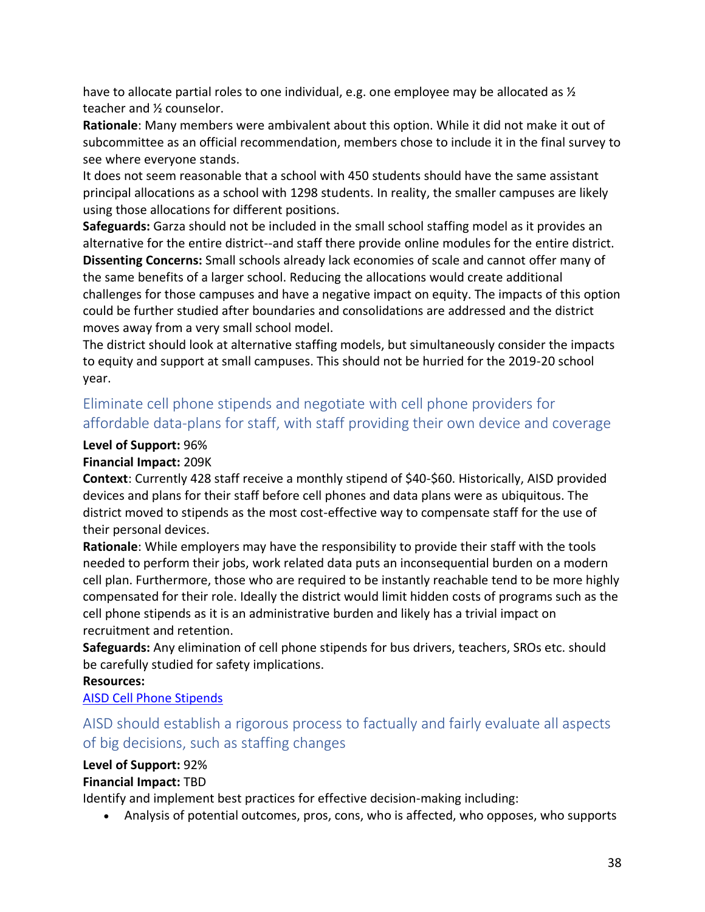have to allocate partial roles to one individual, e.g. one employee may be allocated as ½ teacher and ½ counselor.

**Rationale**: Many members were ambivalent about this option. While it did not make it out of subcommittee as an official recommendation, members chose to include it in the final survey to see where everyone stands.

It does not seem reasonable that a school with 450 students should have the same assistant principal allocations as a school with 1298 students. In reality, the smaller campuses are likely using those allocations for different positions.

**Safeguards:** Garza should not be included in the small school staffing model as it provides an alternative for the entire district--and staff there provide online modules for the entire district.

**Dissenting Concerns:** Small schools already lack economies of scale and cannot offer many of the same benefits of a larger school. Reducing the allocations would create additional challenges for those campuses and have a negative impact on equity. The impacts of this option could be further studied after boundaries and consolidations are addressed and the district moves away from a very small school model.

The district should look at alternative staffing models, but simultaneously consider the impacts to equity and support at small campuses. This should not be hurried for the 2019-20 school year.

## Eliminate cell phone stipends and negotiate with cell phone providers for affordable data-plans for staff, with staff providing their own device and coverage

**Level of Support:** 96%

**Financial Impact:** 209K

**Context**: Currently 428 staff receive a monthly stipend of $40-$60. Historically, AISD provided devices and plans for their staff before cell phones and data plans were as ubiquitous. The district moved to stipends as the most cost-effective way to compensate staff for the use of their personal devices.

**Rationale**: While employers may have the responsibility to provide their staff with the tools needed to perform their jobs, work related data puts an inconsequential burden on a modern cell plan. Furthermore, those who are required to be instantly reachable tend to be more highly compensated for their role. Ideally the district would limit hidden costs of programs such as the cell phone stipends as it is an administrative burden and likely has a trivial impact on recruitment and retention.

**Safeguards:** Any elimination of cell phone stipends for bus drivers, teachers, SROs etc. should be carefully studied for safety implications.

**Resources:**

AISD Cell Phone Stipends

## AISD should establish a rigorous process to factually and fairly evaluate all aspects of big decisions, such as staffing changes

**Level of Support:** 92%

**Financial Impact:** TBD

Identify and implement best practices for effective decision-making including:

- Analysis of potential outcomes, pros, cons, who is affected, who opposes, who supports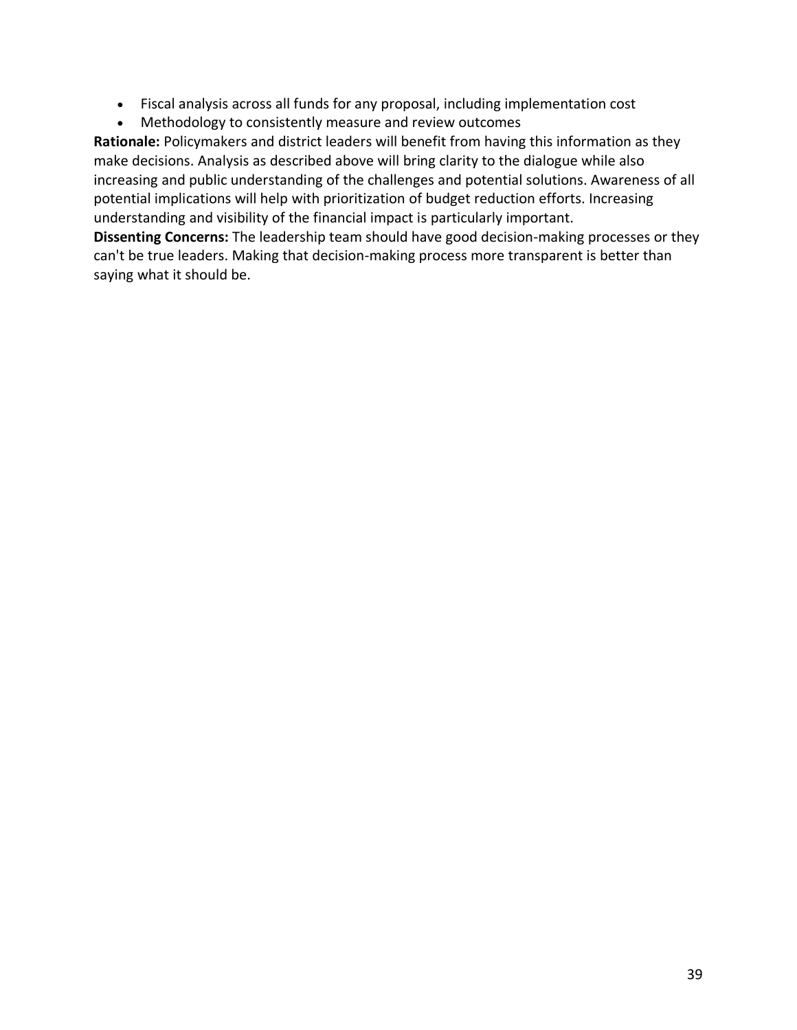- Fiscal analysis across all funds for any proposal, including implementation cost
- Methodology to consistently measure and review outcomes

**Rationale:** Policymakers and district leaders will benefit from having this information as they make decisions. Analysis as described above will bring clarity to the dialogue while also increasing and public understanding of the challenges and potential solutions. Awareness of all potential implications will help with prioritization of budget reduction efforts. Increasing understanding and visibility of the financial impact is particularly important.

**Dissenting Concerns:** The leadership team should have good decision-making processes or they can't be true leaders. Making that decision-making process more transparent is better than saying what it should be.